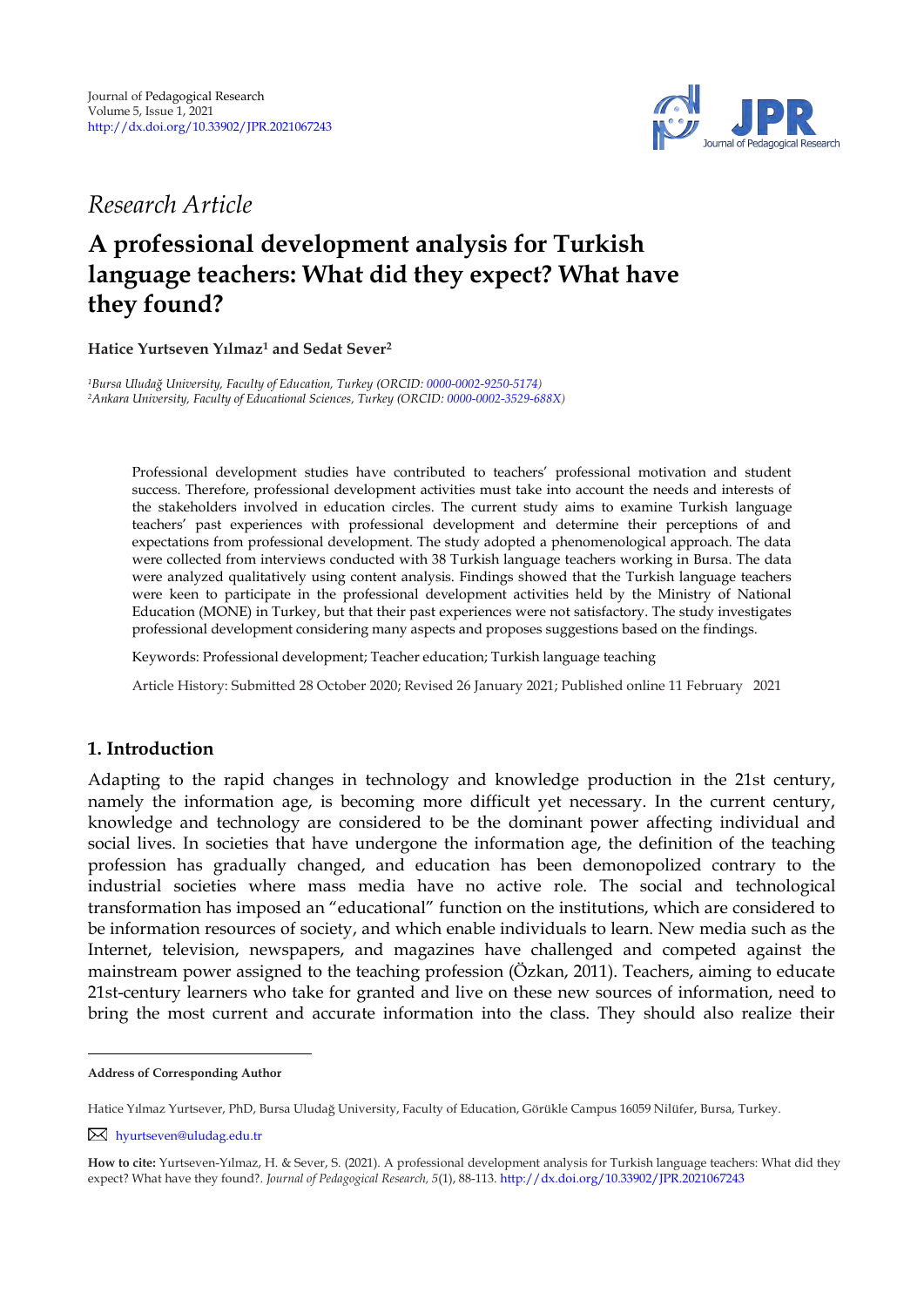Journal of Pedagogical Research
Volume 5, Issue 1, 2021
http://dx.doi.org/10.33902/JPR.2021067243

*Research Article*

# A professional development analysis for Turkish language teachers: What did they expect? What have they found?

**Hatice Yurtseven Yılmaz[1] and Sedat Sever[2]**

*[1]Bursa Uludağ University, Faculty of Education, Turkey (ORCID: 0000-0002-9250-5174)*
*[2]Ankara University, Faculty of Educational Sciences, Turkey (ORCID: 0000-0002-3529-688X)*

Professional development studies have contributed to teachers' professional motivation and student success. Therefore, professional development activities must take into account the needs and interests of the stakeholders involved in education circles. The current study aims to examine Turkish language teachers' past experiences with professional development and determine their perceptions of and expectations from professional development. The study adopted a phenomenological approach. The data were collected from interviews conducted with 38 Turkish language teachers working in Bursa. The data were analyzed qualitatively using content analysis. Findings showed that the Turkish language teachers were keen to participate in the professional development activities held by the Ministry of National Education (MONE) in Turkey, but that their past experiences were not satisfactory. The study investigates professional development considering many aspects and proposes suggestions based on the findings.

Keywords: Professional development; Teacher education; Turkish language teaching

Article History: Submitted 28 October 2020; Revised 26 January 2021; Published online 11 February 2021

## 1. Introduction

Adapting to the rapid changes in technology and knowledge production in the 21st century, namely the information age, is becoming more difficult yet necessary. In the current century, knowledge and technology are considered to be the dominant power affecting individual and social lives. In societies that have undergone the information age, the definition of the teaching profession has gradually changed, and education has been demonopolized contrary to the industrial societies where mass media have no active role. The social and technological transformation has imposed an "educational" function on the institutions, which are considered to be information resources of society, and which enable individuals to learn. New media such as the Internet, television, newspapers, and magazines have challenged and competed against the mainstream power assigned to the teaching profession (Özkan, 2011). Teachers, aiming to educate 21st-century learners who take for granted and live on these new sources of information, need to bring the most current and accurate information into the class. They should also realize their

---

**Address of Corresponding Author**

Hatice Yılmaz Yurtsever, PhD, Bursa Uludağ University, Faculty of Education, Görükle Campus 16059 Nilüfer, Bursa, Turkey.

✉ hyurtseven@uludag.edu.tr

**How to cite:** Yurtseven-Yılmaz, H. & Sever, S. (2021). A professional development analysis for Turkish language teachers: What did they expect? What have they found?. *Journal of Pedagogical Research, 5*(1), 88-113. http://dx.doi.org/10.33902/JPR.2021067243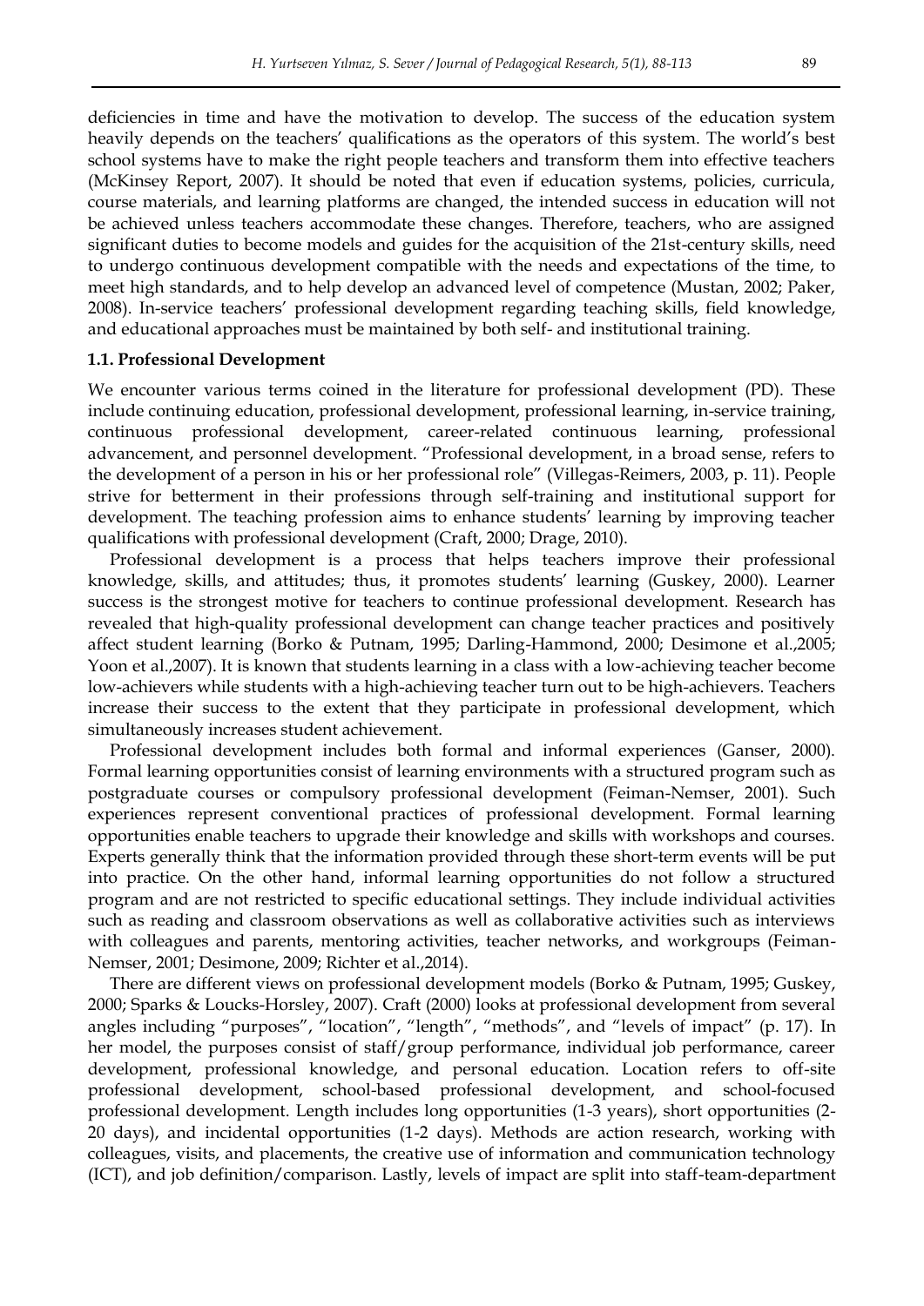deficiencies in time and have the motivation to develop. The success of the education system heavily depends on the teachers' qualifications as the operators of this system. The world's best school systems have to make the right people teachers and transform them into effective teachers (McKinsey Report, 2007). It should be noted that even if education systems, policies, curricula, course materials, and learning platforms are changed, the intended success in education will not be achieved unless teachers accommodate these changes. Therefore, teachers, who are assigned significant duties to become models and guides for the acquisition of the 21st-century skills, need to undergo continuous development compatible with the needs and expectations of the time, to meet high standards, and to help develop an advanced level of competence (Mustan, 2002; Paker, 2008). In-service teachers' professional development regarding teaching skills, field knowledge, and educational approaches must be maintained by both self- and institutional training.

### 1.1. Professional Development

We encounter various terms coined in the literature for professional development (PD). These include continuing education, professional development, professional learning, in-service training, continuous professional development, career-related continuous learning, professional advancement, and personnel development. "Professional development, in a broad sense, refers to the development of a person in his or her professional role" (Villegas-Reimers, 2003, p. 11). People strive for betterment in their professions through self-training and institutional support for development. The teaching profession aims to enhance students' learning by improving teacher qualifications with professional development (Craft, 2000; Drage, 2010).

Professional development is a process that helps teachers improve their professional knowledge, skills, and attitudes; thus, it promotes students' learning (Guskey, 2000). Learner success is the strongest motive for teachers to continue professional development. Research has revealed that high-quality professional development can change teacher practices and positively affect student learning (Borko & Putnam, 1995; Darling-Hammond, 2000; Desimone et al.,2005; Yoon et al.,2007). It is known that students learning in a class with a low-achieving teacher become low-achievers while students with a high-achieving teacher turn out to be high-achievers. Teachers increase their success to the extent that they participate in professional development, which simultaneously increases student achievement.

Professional development includes both formal and informal experiences (Ganser, 2000). Formal learning opportunities consist of learning environments with a structured program such as postgraduate courses or compulsory professional development (Feiman-Nemser, 2001). Such experiences represent conventional practices of professional development. Formal learning opportunities enable teachers to upgrade their knowledge and skills with workshops and courses. Experts generally think that the information provided through these short-term events will be put into practice. On the other hand, informal learning opportunities do not follow a structured program and are not restricted to specific educational settings. They include individual activities such as reading and classroom observations as well as collaborative activities such as interviews with colleagues and parents, mentoring activities, teacher networks, and workgroups (Feiman-Nemser, 2001; Desimone, 2009; Richter et al.,2014).

There are different views on professional development models (Borko & Putnam, 1995; Guskey, 2000; Sparks & Loucks-Horsley, 2007). Craft (2000) looks at professional development from several angles including "purposes", "location", "length", "methods", and "levels of impact" (p. 17). In her model, the purposes consist of staff/group performance, individual job performance, career development, professional knowledge, and personal education. Location refers to off-site professional development, school-based professional development, and school-focused professional development. Length includes long opportunities (1-3 years), short opportunities (2-20 days), and incidental opportunities (1-2 days). Methods are action research, working with colleagues, visits, and placements, the creative use of information and communication technology (ICT), and job definition/comparison. Lastly, levels of impact are split into staff-team-department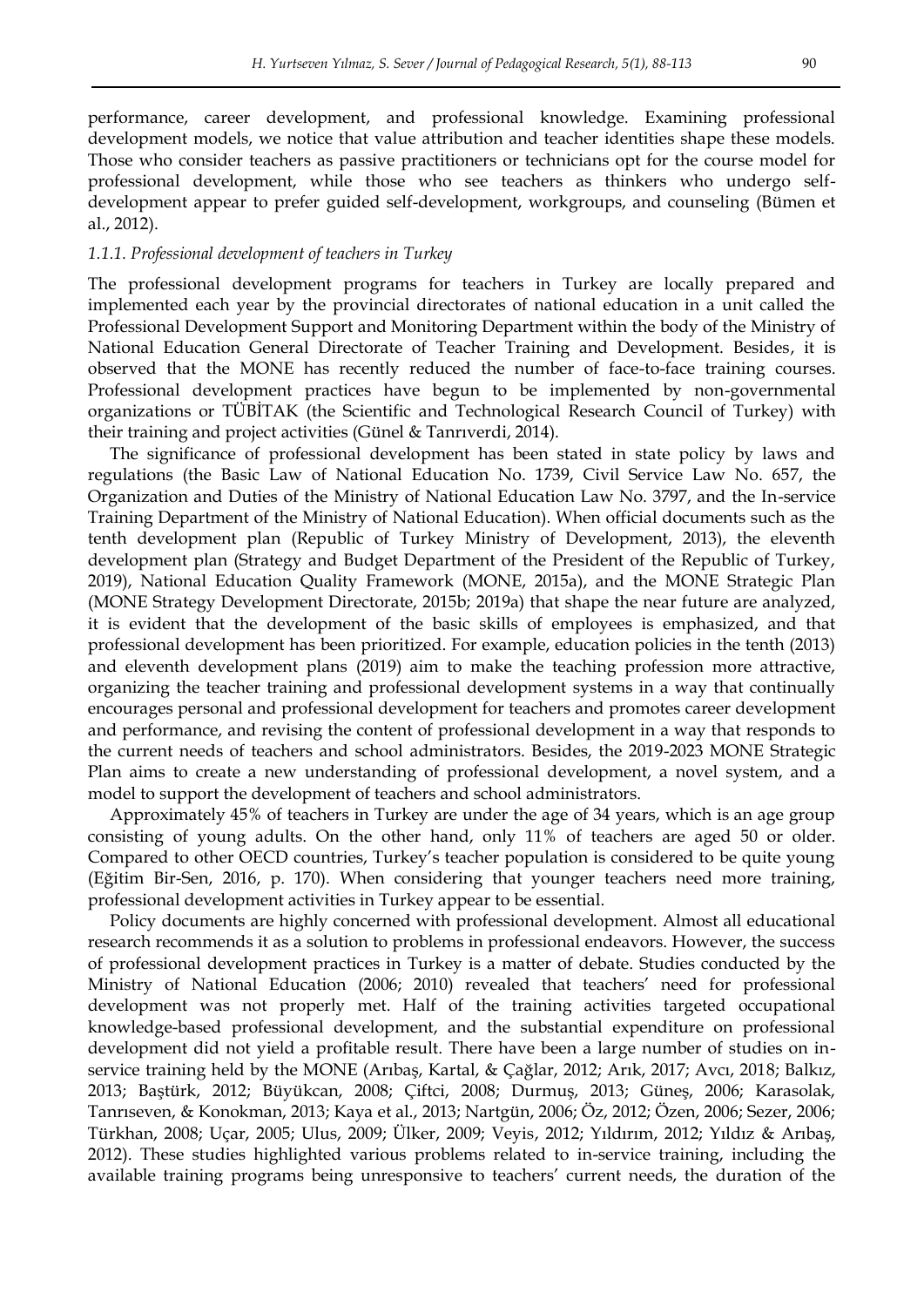performance, career development, and professional knowledge. Examining professional development models, we notice that value attribution and teacher identities shape these models. Those who consider teachers as passive practitioners or technicians opt for the course model for professional development, while those who see teachers as thinkers who undergo self-development appear to prefer guided self-development, workgroups, and counseling (Bümen et al., 2012).

#### *1.1.1. Professional development of teachers in Turkey*

The professional development programs for teachers in Turkey are locally prepared and implemented each year by the provincial directorates of national education in a unit called the Professional Development Support and Monitoring Department within the body of the Ministry of National Education General Directorate of Teacher Training and Development. Besides, it is observed that the MONE has recently reduced the number of face-to-face training courses. Professional development practices have begun to be implemented by non-governmental organizations or TÜBİTAK (the Scientific and Technological Research Council of Turkey) with their training and project activities (Günel & Tanrıverdi, 2014).

The significance of professional development has been stated in state policy by laws and regulations (the Basic Law of National Education No. 1739, Civil Service Law No. 657, the Organization and Duties of the Ministry of National Education Law No. 3797, and the In-service Training Department of the Ministry of National Education). When official documents such as the tenth development plan (Republic of Turkey Ministry of Development, 2013), the eleventh development plan (Strategy and Budget Department of the President of the Republic of Turkey, 2019), National Education Quality Framework (MONE, 2015a), and the MONE Strategic Plan (MONE Strategy Development Directorate, 2015b; 2019a) that shape the near future are analyzed, it is evident that the development of the basic skills of employees is emphasized, and that professional development has been prioritized. For example, education policies in the tenth (2013) and eleventh development plans (2019) aim to make the teaching profession more attractive, organizing the teacher training and professional development systems in a way that continually encourages personal and professional development for teachers and promotes career development and performance, and revising the content of professional development in a way that responds to the current needs of teachers and school administrators. Besides, the 2019-2023 MONE Strategic Plan aims to create a new understanding of professional development, a novel system, and a model to support the development of teachers and school administrators.

Approximately 45% of teachers in Turkey are under the age of 34 years, which is an age group consisting of young adults. On the other hand, only 11% of teachers are aged 50 or older. Compared to other OECD countries, Turkey's teacher population is considered to be quite young (Eğitim Bir-Sen, 2016, p. 170). When considering that younger teachers need more training, professional development activities in Turkey appear to be essential.

Policy documents are highly concerned with professional development. Almost all educational research recommends it as a solution to problems in professional endeavors. However, the success of professional development practices in Turkey is a matter of debate. Studies conducted by the Ministry of National Education (2006; 2010) revealed that teachers' need for professional development was not properly met. Half of the training activities targeted occupational knowledge-based professional development, and the substantial expenditure on professional development did not yield a profitable result. There have been a large number of studies on in-service training held by the MONE (Arıbaş, Kartal, & Çağlar, 2012; Arık, 2017; Avcı, 2018; Balkız, 2013; Baştürk, 2012; Büyükcan, 2008; Çiftci, 2008; Durmuş, 2013; Güneş, 2006; Karasolak, Tanrıseven, & Konokman, 2013; Kaya et al., 2013; Nartgün, 2006; Öz, 2012; Özen, 2006; Sezer, 2006; Türkhan, 2008; Uçar, 2005; Ulus, 2009; Ülker, 2009; Veyis, 2012; Yıldırım, 2012; Yıldız & Arıbaş, 2012). These studies highlighted various problems related to in-service training, including the available training programs being unresponsive to teachers' current needs, the duration of the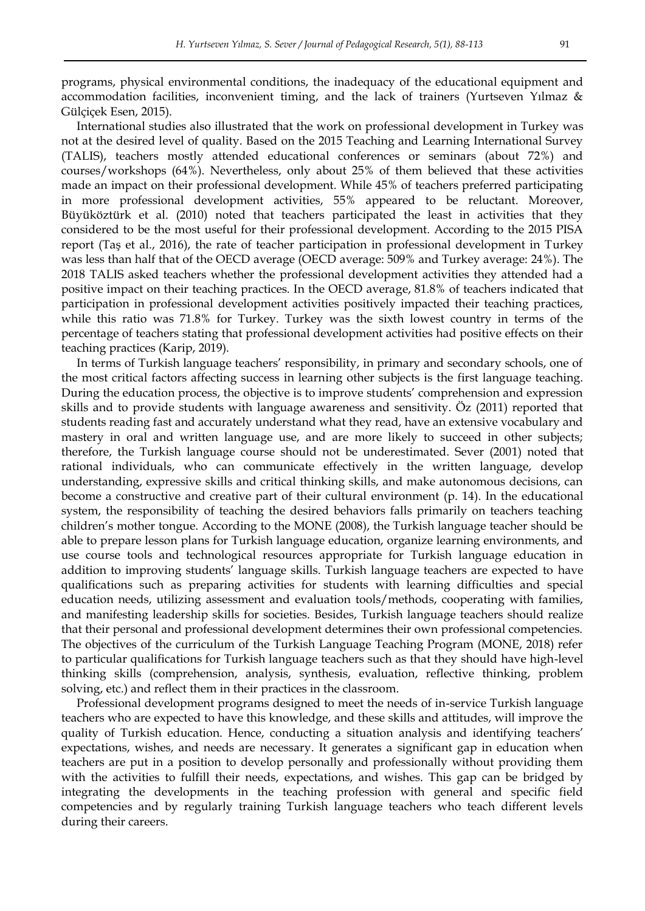programs, physical environmental conditions, the inadequacy of the educational equipment and accommodation facilities, inconvenient timing, and the lack of trainers (Yurtseven Yılmaz & Gülçiçek Esen, 2015).

International studies also illustrated that the work on professional development in Turkey was not at the desired level of quality. Based on the 2015 Teaching and Learning International Survey (TALIS), teachers mostly attended educational conferences or seminars (about 72%) and courses/workshops (64%). Nevertheless, only about 25% of them believed that these activities made an impact on their professional development. While 45% of teachers preferred participating in more professional development activities, 55% appeared to be reluctant. Moreover, Büyüköztürk et al. (2010) noted that teachers participated the least in activities that they considered to be the most useful for their professional development. According to the 2015 PISA report (Taş et al., 2016), the rate of teacher participation in professional development in Turkey was less than half that of the OECD average (OECD average: 509% and Turkey average: 24%). The 2018 TALIS asked teachers whether the professional development activities they attended had a positive impact on their teaching practices. In the OECD average, 81.8% of teachers indicated that participation in professional development activities positively impacted their teaching practices, while this ratio was 71.8% for Turkey. Turkey was the sixth lowest country in terms of the percentage of teachers stating that professional development activities had positive effects on their teaching practices (Karip, 2019).

In terms of Turkish language teachers' responsibility, in primary and secondary schools, one of the most critical factors affecting success in learning other subjects is the first language teaching. During the education process, the objective is to improve students' comprehension and expression skills and to provide students with language awareness and sensitivity. Öz (2011) reported that students reading fast and accurately understand what they read, have an extensive vocabulary and mastery in oral and written language use, and are more likely to succeed in other subjects; therefore, the Turkish language course should not be underestimated. Sever (2001) noted that rational individuals, who can communicate effectively in the written language, develop understanding, expressive skills and critical thinking skills, and make autonomous decisions, can become a constructive and creative part of their cultural environment (p. 14). In the educational system, the responsibility of teaching the desired behaviors falls primarily on teachers teaching children's mother tongue. According to the MONE (2008), the Turkish language teacher should be able to prepare lesson plans for Turkish language education, organize learning environments, and use course tools and technological resources appropriate for Turkish language education in addition to improving students' language skills. Turkish language teachers are expected to have qualifications such as preparing activities for students with learning difficulties and special education needs, utilizing assessment and evaluation tools/methods, cooperating with families, and manifesting leadership skills for societies. Besides, Turkish language teachers should realize that their personal and professional development determines their own professional competencies. The objectives of the curriculum of the Turkish Language Teaching Program (MONE, 2018) refer to particular qualifications for Turkish language teachers such as that they should have high-level thinking skills (comprehension, analysis, synthesis, evaluation, reflective thinking, problem solving, etc.) and reflect them in their practices in the classroom.

Professional development programs designed to meet the needs of in-service Turkish language teachers who are expected to have this knowledge, and these skills and attitudes, will improve the quality of Turkish education. Hence, conducting a situation analysis and identifying teachers' expectations, wishes, and needs are necessary. It generates a significant gap in education when teachers are put in a position to develop personally and professionally without providing them with the activities to fulfill their needs, expectations, and wishes. This gap can be bridged by integrating the developments in the teaching profession with general and specific field competencies and by regularly training Turkish language teachers who teach different levels during their careers.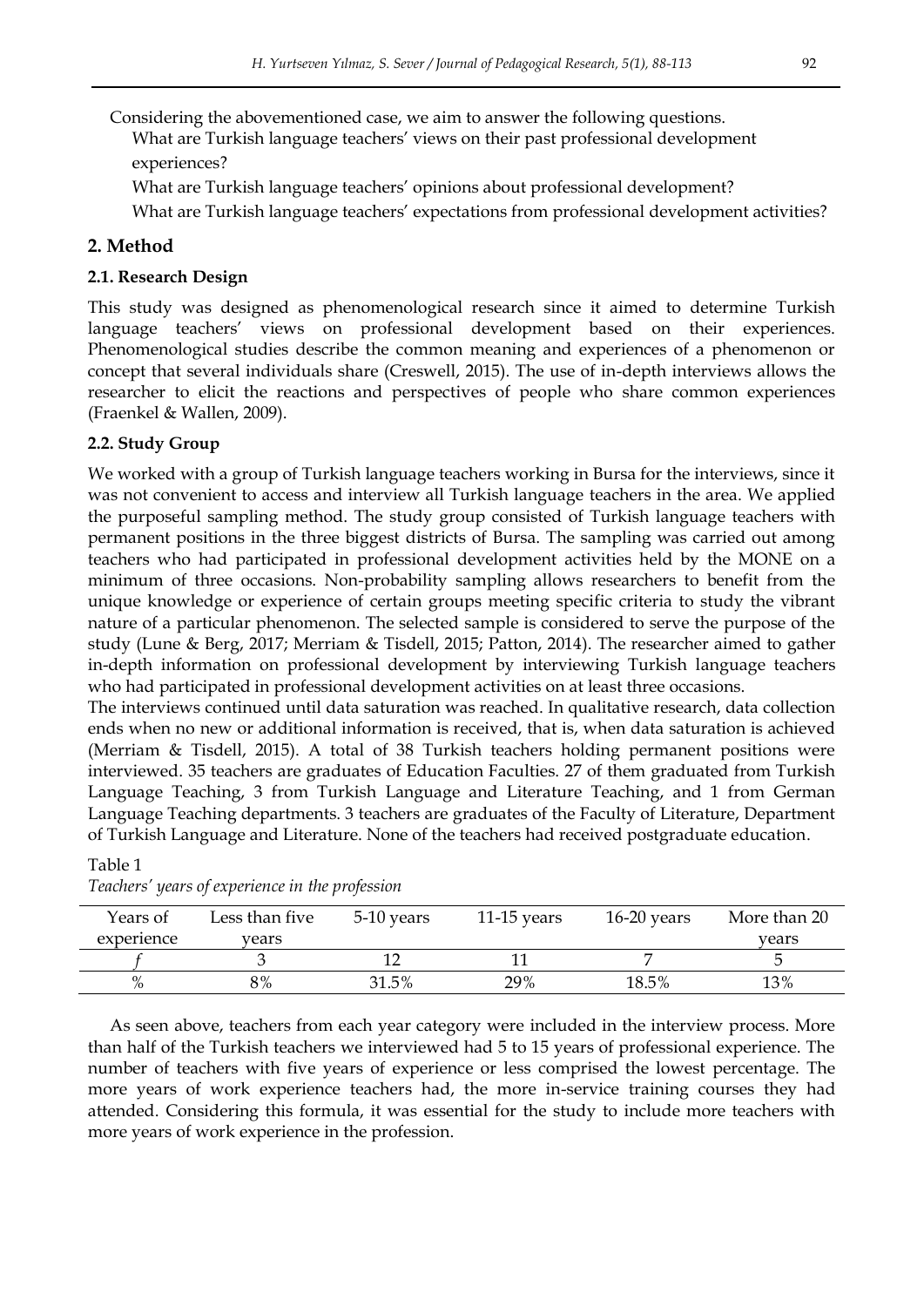Considering the abovementioned case, we aim to answer the following questions.

What are Turkish language teachers' views on their past professional development experiences?

What are Turkish language teachers' opinions about professional development?

What are Turkish language teachers' expectations from professional development activities?

## 2. Method

### 2.1. Research Design

This study was designed as phenomenological research since it aimed to determine Turkish language teachers' views on professional development based on their experiences. Phenomenological studies describe the common meaning and experiences of a phenomenon or concept that several individuals share (Creswell, 2015). The use of in-depth interviews allows the researcher to elicit the reactions and perspectives of people who share common experiences (Fraenkel & Wallen, 2009).

### 2.2. Study Group

We worked with a group of Turkish language teachers working in Bursa for the interviews, since it was not convenient to access and interview all Turkish language teachers in the area. We applied the purposeful sampling method. The study group consisted of Turkish language teachers with permanent positions in the three biggest districts of Bursa. The sampling was carried out among teachers who had participated in professional development activities held by the MONE on a minimum of three occasions. Non-probability sampling allows researchers to benefit from the unique knowledge or experience of certain groups meeting specific criteria to study the vibrant nature of a particular phenomenon. The selected sample is considered to serve the purpose of the study (Lune & Berg, 2017; Merriam & Tisdell, 2015; Patton, 2014). The researcher aimed to gather in-depth information on professional development by interviewing Turkish language teachers who had participated in professional development activities on at least three occasions.

The interviews continued until data saturation was reached. In qualitative research, data collection ends when no new or additional information is received, that is, when data saturation is achieved (Merriam & Tisdell, 2015). A total of 38 Turkish teachers holding permanent positions were interviewed. 35 teachers are graduates of Education Faculties. 27 of them graduated from Turkish Language Teaching, 3 from Turkish Language and Literature Teaching, and 1 from German Language Teaching departments. 3 teachers are graduates of the Faculty of Literature, Department of Turkish Language and Literature. None of the teachers had received postgraduate education.

Table 1

*Teachers' years of experience in the profession*

| Years of experience | Less than five years | 5-10 years | 11-15 years | 16-20 years | More than 20 years |
|---|---|---|---|---|---|
| *f* | 3 | 12 | 11 | 7 | 5 |
| % | 8% | 31.5% | 29% | 18.5% | 13% |

As seen above, teachers from each year category were included in the interview process. More than half of the Turkish teachers we interviewed had 5 to 15 years of professional experience. The number of teachers with five years of experience or less comprised the lowest percentage. The more years of work experience teachers had, the more in-service training courses they had attended. Considering this formula, it was essential for the study to include more teachers with more years of work experience in the profession.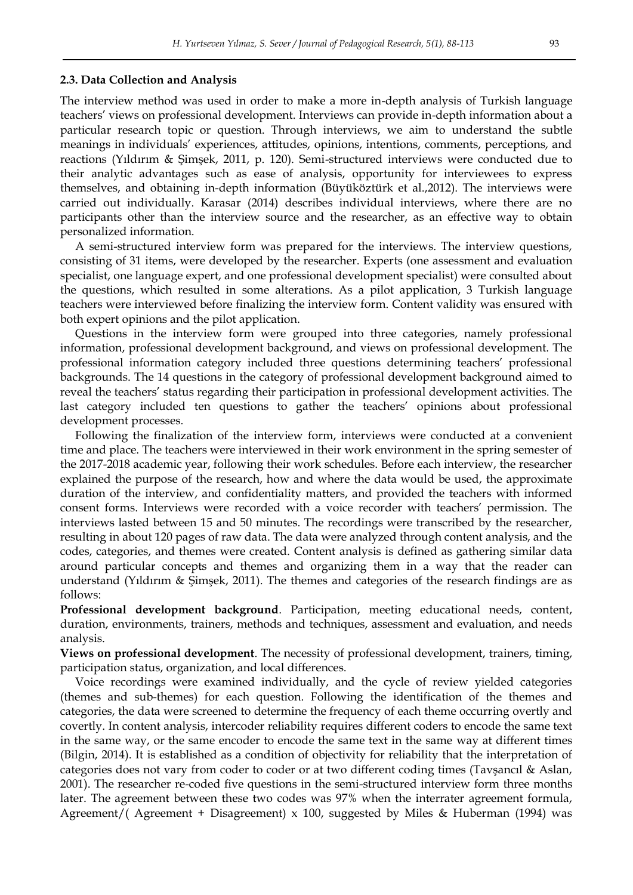### 2.3. Data Collection and Analysis

The interview method was used in order to make a more in-depth analysis of Turkish language teachers' views on professional development. Interviews can provide in-depth information about a particular research topic or question. Through interviews, we aim to understand the subtle meanings in individuals' experiences, attitudes, opinions, intentions, comments, perceptions, and reactions (Yıldırım & Şimşek, 2011, p. 120). Semi-structured interviews were conducted due to their analytic advantages such as ease of analysis, opportunity for interviewees to express themselves, and obtaining in-depth information (Büyüköztürk et al.,2012). The interviews were carried out individually. Karasar (2014) describes individual interviews, where there are no participants other than the interview source and the researcher, as an effective way to obtain personalized information.

A semi-structured interview form was prepared for the interviews. The interview questions, consisting of 31 items, were developed by the researcher. Experts (one assessment and evaluation specialist, one language expert, and one professional development specialist) were consulted about the questions, which resulted in some alterations. As a pilot application, 3 Turkish language teachers were interviewed before finalizing the interview form. Content validity was ensured with both expert opinions and the pilot application.

Questions in the interview form were grouped into three categories, namely professional information, professional development background, and views on professional development. The professional information category included three questions determining teachers' professional backgrounds. The 14 questions in the category of professional development background aimed to reveal the teachers' status regarding their participation in professional development activities. The last category included ten questions to gather the teachers' opinions about professional development processes.

Following the finalization of the interview form, interviews were conducted at a convenient time and place. The teachers were interviewed in their work environment in the spring semester of the 2017-2018 academic year, following their work schedules. Before each interview, the researcher explained the purpose of the research, how and where the data would be used, the approximate duration of the interview, and confidentiality matters, and provided the teachers with informed consent forms. Interviews were recorded with a voice recorder with teachers' permission. The interviews lasted between 15 and 50 minutes. The recordings were transcribed by the researcher, resulting in about 120 pages of raw data. The data were analyzed through content analysis, and the codes, categories, and themes were created. Content analysis is defined as gathering similar data around particular concepts and themes and organizing them in a way that the reader can understand (Yıldırım & Şimşek, 2011). The themes and categories of the research findings are as follows:

**Professional development background**. Participation, meeting educational needs, content, duration, environments, trainers, methods and techniques, assessment and evaluation, and needs analysis.

**Views on professional development**. The necessity of professional development, trainers, timing, participation status, organization, and local differences.

Voice recordings were examined individually, and the cycle of review yielded categories (themes and sub-themes) for each question. Following the identification of the themes and categories, the data were screened to determine the frequency of each theme occurring overtly and covertly. In content analysis, intercoder reliability requires different coders to encode the same text in the same way, or the same encoder to encode the same text in the same way at different times (Bilgin, 2014). It is established as a condition of objectivity for reliability that the interpretation of categories does not vary from coder to coder or at two different coding times (Tavşancıl & Aslan, 2001). The researcher re-coded five questions in the semi-structured interview form three months later. The agreement between these two codes was 97% when the interrater agreement formula, Agreement/( Agreement + Disagreement) x 100, suggested by Miles & Huberman (1994) was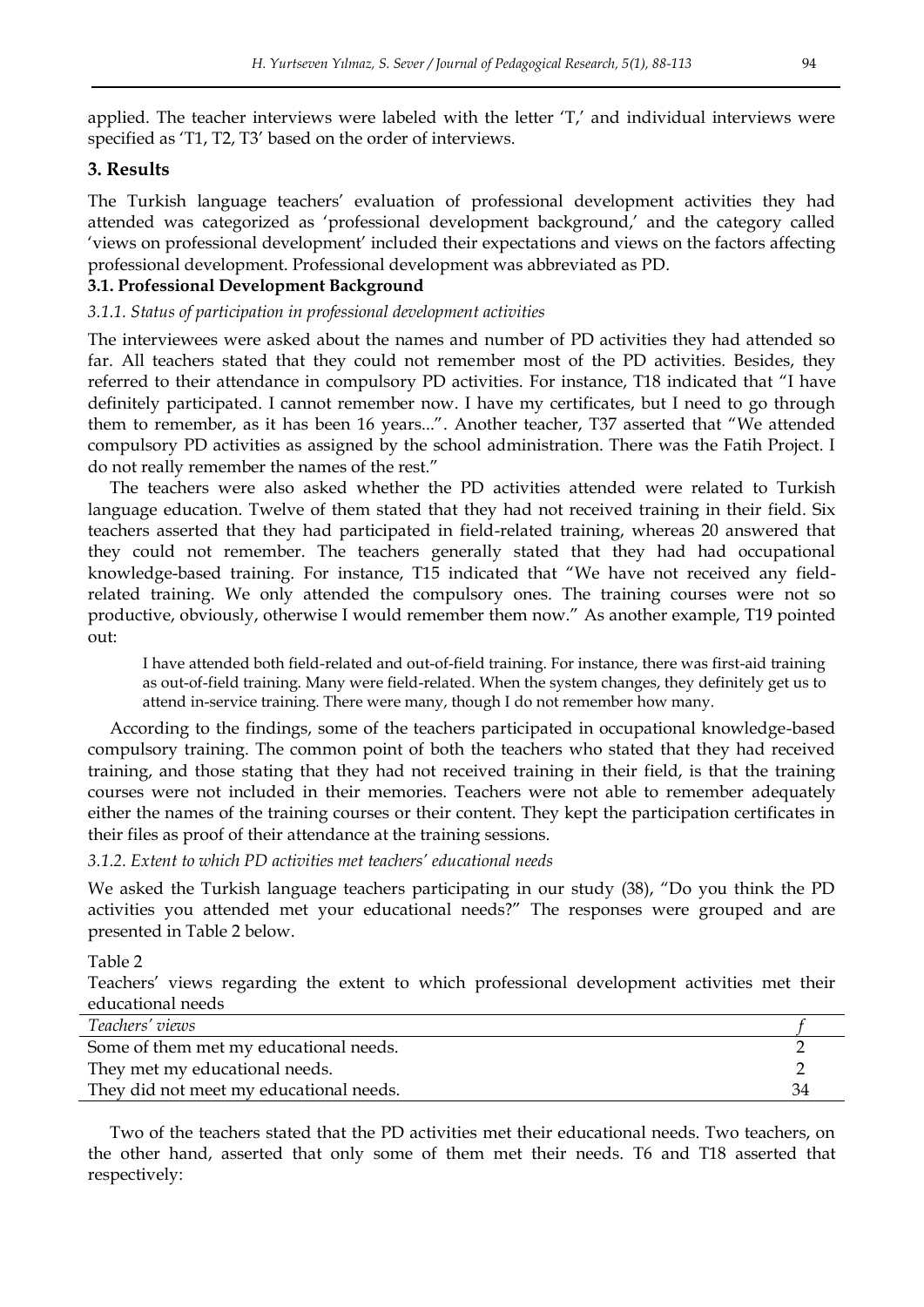applied. The teacher interviews were labeled with the letter 'T,' and individual interviews were specified as 'T1, T2, T3' based on the order of interviews.

## 3. Results

The Turkish language teachers' evaluation of professional development activities they had attended was categorized as 'professional development background,' and the category called 'views on professional development' included their expectations and views on the factors affecting professional development. Professional development was abbreviated as PD.

### 3.1. Professional Development Background

#### *3.1.1. Status of participation in professional development activities*

The interviewees were asked about the names and number of PD activities they had attended so far. All teachers stated that they could not remember most of the PD activities. Besides, they referred to their attendance in compulsory PD activities. For instance, T18 indicated that "I have definitely participated. I cannot remember now. I have my certificates, but I need to go through them to remember, as it has been 16 years...". Another teacher, T37 asserted that "We attended compulsory PD activities as assigned by the school administration. There was the Fatih Project. I do not really remember the names of the rest."

The teachers were also asked whether the PD activities attended were related to Turkish language education. Twelve of them stated that they had not received training in their field. Six teachers asserted that they had participated in field-related training, whereas 20 answered that they could not remember. The teachers generally stated that they had had occupational knowledge-based training. For instance, T15 indicated that "We have not received any field-related training. We only attended the compulsory ones. The training courses were not so productive, obviously, otherwise I would remember them now." As another example, T19 pointed out:

> I have attended both field-related and out-of-field training. For instance, there was first-aid training as out-of-field training. Many were field-related. When the system changes, they definitely get us to attend in-service training. There were many, though I do not remember how many.

According to the findings, some of the teachers participated in occupational knowledge-based compulsory training. The common point of both the teachers who stated that they had received training, and those stating that they had not received training in their field, is that the training courses were not included in their memories. Teachers were not able to remember adequately either the names of the training courses or their content. They kept the participation certificates in their files as proof of their attendance at the training sessions.

#### *3.1.2. Extent to which PD activities met teachers' educational needs*

We asked the Turkish language teachers participating in our study (38), "Do you think the PD activities you attended met your educational needs?" The responses were grouped and are presented in Table 2 below.

Table 2
Teachers' views regarding the extent to which professional development activities met their educational needs

| *Teachers' views* | *f* |
|---|---|
| Some of them met my educational needs. | 2 |
| They met my educational needs. | 2 |
| They did not meet my educational needs. | 34 |

Two of the teachers stated that the PD activities met their educational needs. Two teachers, on the other hand, asserted that only some of them met their needs. T6 and T18 asserted that respectively: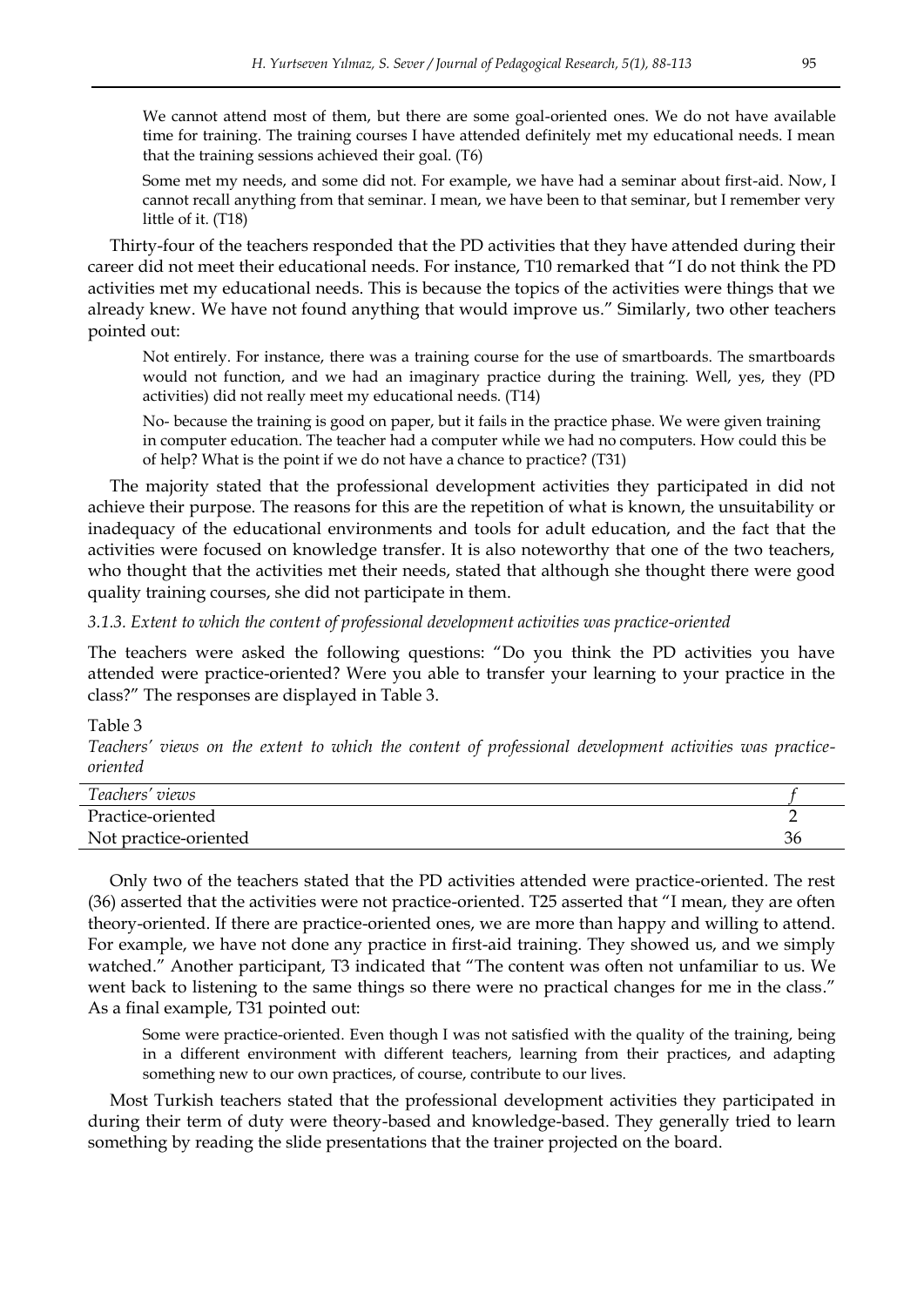> We cannot attend most of them, but there are some goal-oriented ones. We do not have available time for training. The training courses I have attended definitely met my educational needs. I mean that the training sessions achieved their goal. (T6)

> Some met my needs, and some did not. For example, we have had a seminar about first-aid. Now, I cannot recall anything from that seminar. I mean, we have been to that seminar, but I remember very little of it. (T18)

Thirty-four of the teachers responded that the PD activities that they have attended during their career did not meet their educational needs. For instance, T10 remarked that "I do not think the PD activities met my educational needs. This is because the topics of the activities were things that we already knew. We have not found anything that would improve us." Similarly, two other teachers pointed out:

> Not entirely. For instance, there was a training course for the use of smartboards. The smartboards would not function, and we had an imaginary practice during the training. Well, yes, they (PD activities) did not really meet my educational needs. (T14)

> No- because the training is good on paper, but it fails in the practice phase. We were given training in computer education. The teacher had a computer while we had no computers. How could this be of help? What is the point if we do not have a chance to practice? (T31)

The majority stated that the professional development activities they participated in did not achieve their purpose. The reasons for this are the repetition of what is known, the unsuitability or inadequacy of the educational environments and tools for adult education, and the fact that the activities were focused on knowledge transfer. It is also noteworthy that one of the two teachers, who thought that the activities met their needs, stated that although she thought there were good quality training courses, she did not participate in them.

### *3.1.3. Extent to which the content of professional development activities was practice-oriented*

The teachers were asked the following questions: "Do you think the PD activities you have attended were practice-oriented? Were you able to transfer your learning to your practice in the class?" The responses are displayed in Table 3.

Table 3

*Teachers' views on the extent to which the content of professional development activities was practice-oriented*

| *Teachers' views* | *f* |
|---|---|
| Practice-oriented | 2 |
| Not practice-oriented | 36 |

Only two of the teachers stated that the PD activities attended were practice-oriented. The rest (36) asserted that the activities were not practice-oriented. T25 asserted that "I mean, they are often theory-oriented. If there are practice-oriented ones, we are more than happy and willing to attend. For example, we have not done any practice in first-aid training. They showed us, and we simply watched." Another participant, T3 indicated that "The content was often not unfamiliar to us. We went back to listening to the same things so there were no practical changes for me in the class." As a final example, T31 pointed out:

> Some were practice-oriented. Even though I was not satisfied with the quality of the training, being in a different environment with different teachers, learning from their practices, and adapting something new to our own practices, of course, contribute to our lives.

Most Turkish teachers stated that the professional development activities they participated in during their term of duty were theory-based and knowledge-based. They generally tried to learn something by reading the slide presentations that the trainer projected on the board.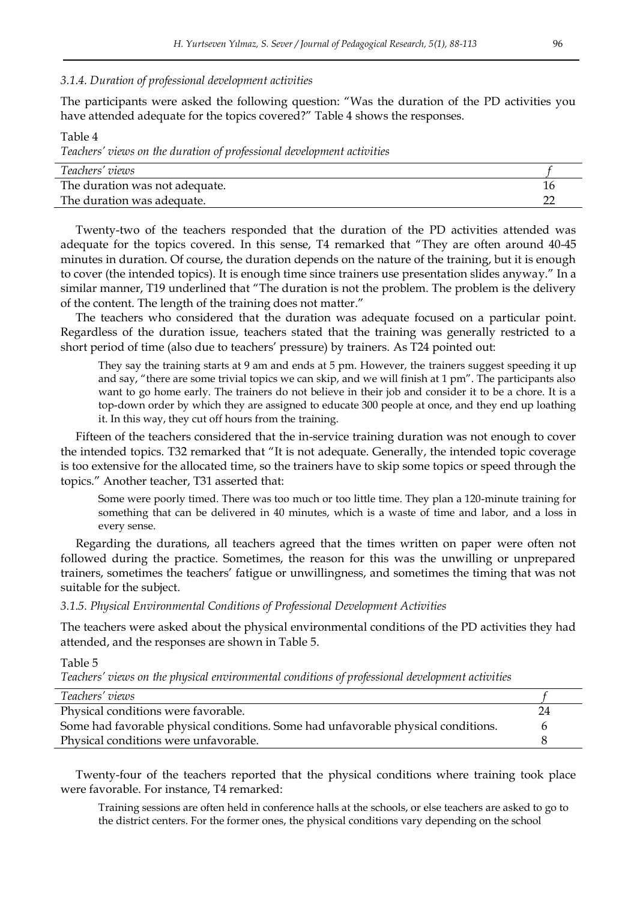*3.1.4. Duration of professional development activities*

The participants were asked the following question: "Was the duration of the PD activities you have attended adequate for the topics covered?" Table 4 shows the responses.

Table 4

*Teachers' views on the duration of professional development activities*

| *Teachers' views* | *f* |
|---|---|
| The duration was not adequate. | 16 |
| The duration was adequate. | 22 |

Twenty-two of the teachers responded that the duration of the PD activities attended was adequate for the topics covered. In this sense, T4 remarked that "They are often around 40-45 minutes in duration. Of course, the duration depends on the nature of the training, but it is enough to cover (the intended topics). It is enough time since trainers use presentation slides anyway." In a similar manner, T19 underlined that "The duration is not the problem. The problem is the delivery of the content. The length of the training does not matter."

The teachers who considered that the duration was adequate focused on a particular point. Regardless of the duration issue, teachers stated that the training was generally restricted to a short period of time (also due to teachers' pressure) by trainers. As T24 pointed out:

> They say the training starts at 9 am and ends at 5 pm. However, the trainers suggest speeding it up and say, "there are some trivial topics we can skip, and we will finish at 1 pm". The participants also want to go home early. The trainers do not believe in their job and consider it to be a chore. It is a top-down order by which they are assigned to educate 300 people at once, and they end up loathing it. In this way, they cut off hours from the training.

Fifteen of the teachers considered that the in-service training duration was not enough to cover the intended topics. T32 remarked that "It is not adequate. Generally, the intended topic coverage is too extensive for the allocated time, so the trainers have to skip some topics or speed through the topics." Another teacher, T31 asserted that:

> Some were poorly timed. There was too much or too little time. They plan a 120-minute training for something that can be delivered in 40 minutes, which is a waste of time and labor, and a loss in every sense.

Regarding the durations, all teachers agreed that the times written on paper were often not followed during the practice. Sometimes, the reason for this was the unwilling or unprepared trainers, sometimes the teachers' fatigue or unwillingness, and sometimes the timing that was not suitable for the subject.

*3.1.5. Physical Environmental Conditions of Professional Development Activities*

The teachers were asked about the physical environmental conditions of the PD activities they had attended, and the responses are shown in Table 5.

Table 5

*Teachers' views on the physical environmental conditions of professional development activities*

| *Teachers' views* | *f* |
|---|---|
| Physical conditions were favorable. | 24 |
| Some had favorable physical conditions. Some had unfavorable physical conditions. | 6 |
| Physical conditions were unfavorable. | 8 |

Twenty-four of the teachers reported that the physical conditions where training took place were favorable. For instance, T4 remarked:

> Training sessions are often held in conference halls at the schools, or else teachers are asked to go to the district centers. For the former ones, the physical conditions vary depending on the school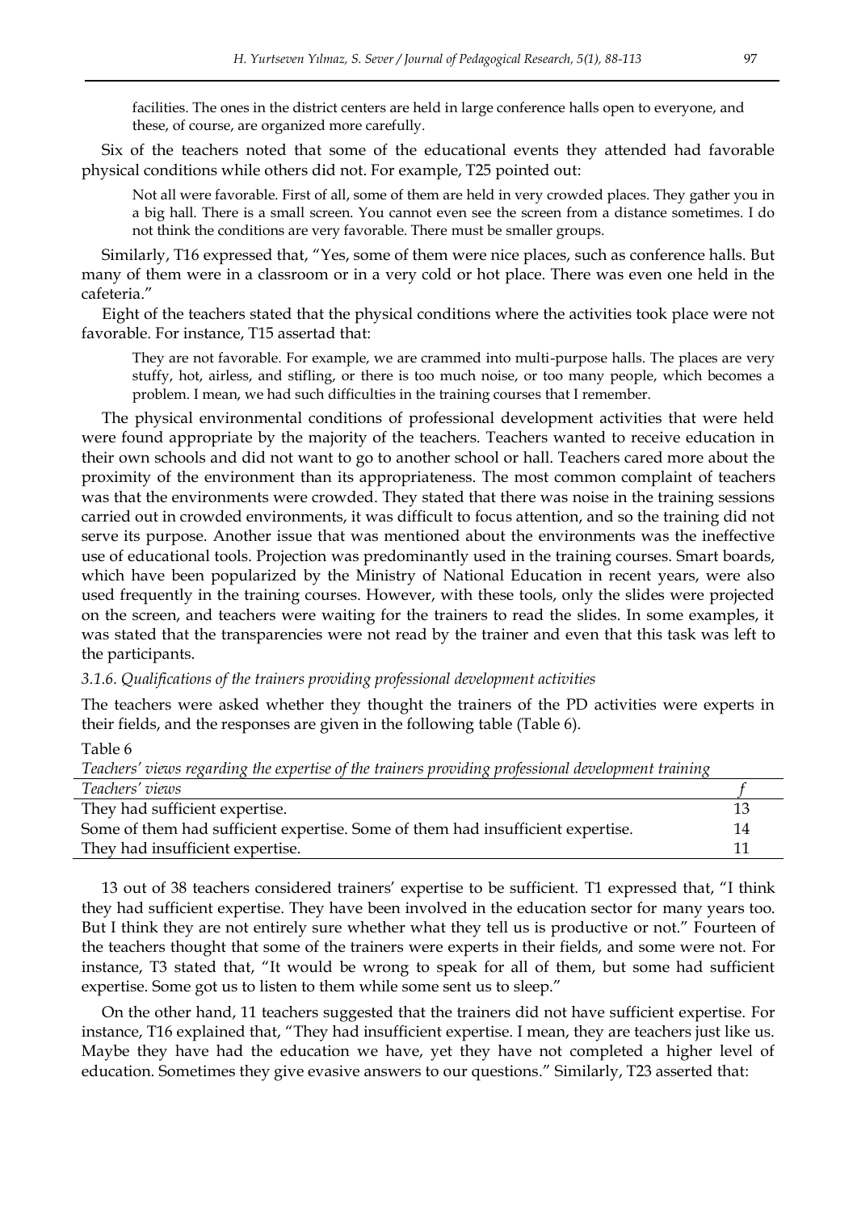> facilities. The ones in the district centers are held in large conference halls open to everyone, and these, of course, are organized more carefully.

Six of the teachers noted that some of the educational events they attended had favorable physical conditions while others did not. For example, T25 pointed out:

> Not all were favorable. First of all, some of them are held in very crowded places. They gather you in a big hall. There is a small screen. You cannot even see the screen from a distance sometimes. I do not think the conditions are very favorable. There must be smaller groups.

Similarly, T16 expressed that, "Yes, some of them were nice places, such as conference halls. But many of them were in a classroom or in a very cold or hot place. There was even one held in the cafeteria."

Eight of the teachers stated that the physical conditions where the activities took place were not favorable. For instance, T15 assertad that:

> They are not favorable. For example, we are crammed into multi-purpose halls. The places are very stuffy, hot, airless, and stifling, or there is too much noise, or too many people, which becomes a problem. I mean, we had such difficulties in the training courses that I remember.

The physical environmental conditions of professional development activities that were held were found appropriate by the majority of the teachers. Teachers wanted to receive education in their own schools and did not want to go to another school or hall. Teachers cared more about the proximity of the environment than its appropriateness. The most common complaint of teachers was that the environments were crowded. They stated that there was noise in the training sessions carried out in crowded environments, it was difficult to focus attention, and so the training did not serve its purpose. Another issue that was mentioned about the environments was the ineffective use of educational tools. Projection was predominantly used in the training courses. Smart boards, which have been popularized by the Ministry of National Education in recent years, were also used frequently in the training courses. However, with these tools, only the slides were projected on the screen, and teachers were waiting for the trainers to read the slides. In some examples, it was stated that the transparencies were not read by the trainer and even that this task was left to the participants.

#### *3.1.6. Qualifications of the trainers providing professional development activities*

The teachers were asked whether they thought the trainers of the PD activities were experts in their fields, and the responses are given in the following table (Table 6).

Table 6

*Teachers' views regarding the expertise of the trainers providing professional development training*

| *Teachers' views* | *f* |
|---|---|
| They had sufficient expertise. | 13 |
| Some of them had sufficient expertise. Some of them had insufficient expertise. | 14 |
| They had insufficient expertise. | 11 |

13 out of 38 teachers considered trainers' expertise to be sufficient. T1 expressed that, "I think they had sufficient expertise. They have been involved in the education sector for many years too. But I think they are not entirely sure whether what they tell us is productive or not." Fourteen of the teachers thought that some of the trainers were experts in their fields, and some were not. For instance, T3 stated that, "It would be wrong to speak for all of them, but some had sufficient expertise. Some got us to listen to them while some sent us to sleep."

On the other hand, 11 teachers suggested that the trainers did not have sufficient expertise. For instance, T16 explained that, "They had insufficient expertise. I mean, they are teachers just like us. Maybe they have had the education we have, yet they have not completed a higher level of education. Sometimes they give evasive answers to our questions." Similarly, T23 asserted that: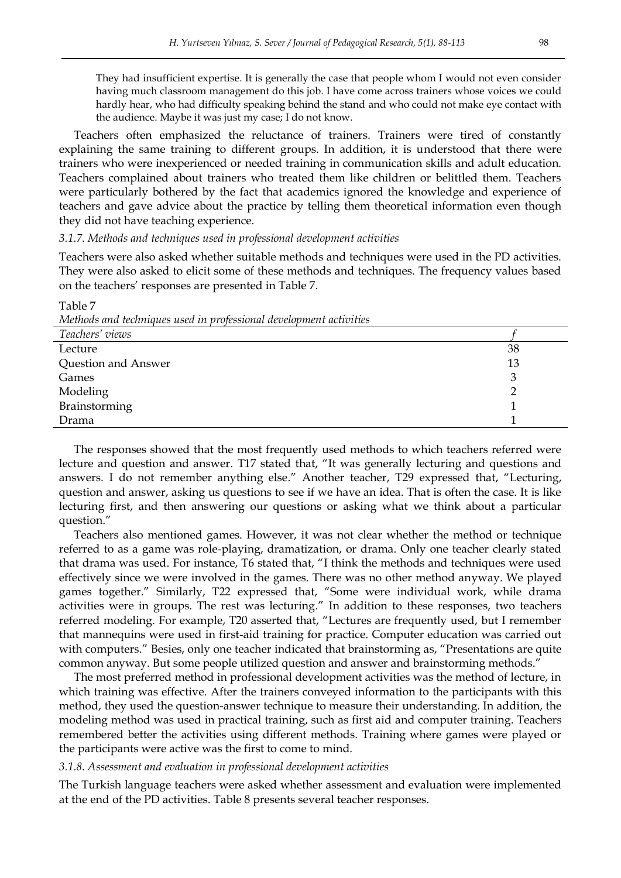> They had insufficient expertise. It is generally the case that people whom I would not even consider having much classroom management do this job. I have come across trainers whose voices we could hardly hear, who had difficulty speaking behind the stand and who could not make eye contact with the audience. Maybe it was just my case; I do not know.

Teachers often emphasized the reluctance of trainers. Trainers were tired of constantly explaining the same training to different groups. In addition, it is understood that there were trainers who were inexperienced or needed training in communication skills and adult education. Teachers complained about trainers who treated them like children or belittled them. Teachers were particularly bothered by the fact that academics ignored the knowledge and experience of teachers and gave advice about the practice by telling them theoretical information even though they did not have teaching experience.

### *3.1.7. Methods and techniques used in professional development activities*

Teachers were also asked whether suitable methods and techniques were used in the PD activities. They were also asked to elicit some of these methods and techniques. The frequency values based on the teachers' responses are presented in Table 7.

Table 7
*Methods and techniques used in professional development activities*

| *Teachers' views* | *f* |
|---|---|
| Lecture | 38 |
| Question and Answer | 13 |
| Games | 3 |
| Modeling | 2 |
| Brainstorming | 1 |
| Drama | 1 |

The responses showed that the most frequently used methods to which teachers referred were lecture and question and answer. T17 stated that, "It was generally lecturing and questions and answers. I do not remember anything else." Another teacher, T29 expressed that, "Lecturing, question and answer, asking us questions to see if we have an idea. That is often the case. It is like lecturing first, and then answering our questions or asking what we think about a particular question."

Teachers also mentioned games. However, it was not clear whether the method or technique referred to as a game was role-playing, dramatization, or drama. Only one teacher clearly stated that drama was used. For instance, T6 stated that, "I think the methods and techniques were used effectively since we were involved in the games. There was no other method anyway. We played games together." Similarly, T22 expressed that, "Some were individual work, while drama activities were in groups. The rest was lecturing." In addition to these responses, two teachers referred modeling. For example, T20 asserted that, "Lectures are frequently used, but I remember that mannequins were used in first-aid training for practice. Computer education was carried out with computers." Besies, only one teacher indicated that brainstorming as, "Presentations are quite common anyway. But some people utilized question and answer and brainstorming methods."

The most preferred method in professional development activities was the method of lecture, in which training was effective. After the trainers conveyed information to the participants with this method, they used the question-answer technique to measure their understanding. In addition, the modeling method was used in practical training, such as first aid and computer training. Teachers remembered better the activities using different methods. Training where games were played or the participants were active was the first to come to mind.

### *3.1.8. Assessment and evaluation in professional development activities*

The Turkish language teachers were asked whether assessment and evaluation were implemented at the end of the PD activities. Table 8 presents several teacher responses.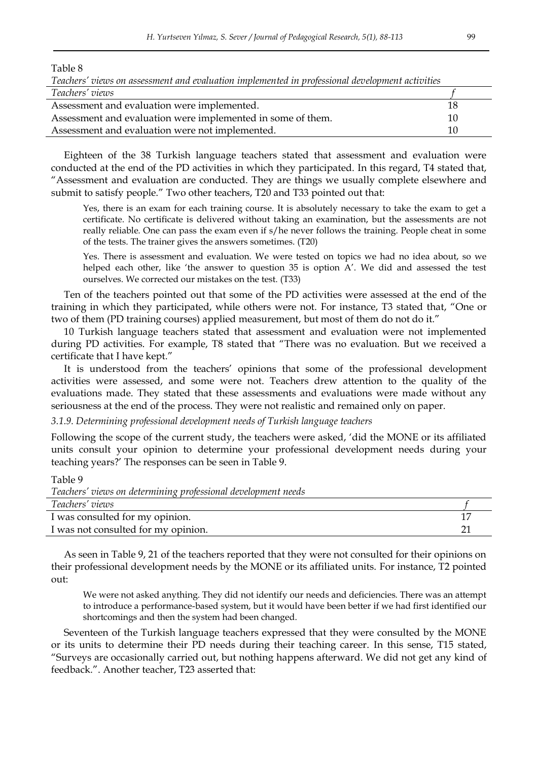Table 8

*Teachers' views on assessment and evaluation implemented in professional development activities*

| *Teachers' views* | *f* |
|---|---|
| Assessment and evaluation were implemented. | 18 |
| Assessment and evaluation were implemented in some of them. | 10 |
| Assessment and evaluation were not implemented. | 10 |

Eighteen of the 38 Turkish language teachers stated that assessment and evaluation were conducted at the end of the PD activities in which they participated. In this regard, T4 stated that, "Assessment and evaluation are conducted. They are things we usually complete elsewhere and submit to satisfy people." Two other teachers, T20 and T33 pointed out that:

> Yes, there is an exam for each training course. It is absolutely necessary to take the exam to get a certificate. No certificate is delivered without taking an examination, but the assessments are not really reliable. One can pass the exam even if s/he never follows the training. People cheat in some of the tests. The trainer gives the answers sometimes. (T20)

> Yes. There is assessment and evaluation. We were tested on topics we had no idea about, so we helped each other, like 'the answer to question 35 is option A'. We did and assessed the test ourselves. We corrected our mistakes on the test. (T33)

Ten of the teachers pointed out that some of the PD activities were assessed at the end of the training in which they participated, while others were not. For instance, T3 stated that, "One or two of them (PD training courses) applied measurement, but most of them do not do it."

10 Turkish language teachers stated that assessment and evaluation were not implemented during PD activities. For example, T8 stated that "There was no evaluation. But we received a certificate that I have kept."

It is understood from the teachers' opinions that some of the professional development activities were assessed, and some were not. Teachers drew attention to the quality of the evaluations made. They stated that these assessments and evaluations were made without any seriousness at the end of the process. They were not realistic and remained only on paper.

### *3.1.9. Determining professional development needs of Turkish language teachers*

Following the scope of the current study, the teachers were asked, 'did the MONE or its affiliated units consult your opinion to determine your professional development needs during your teaching years?' The responses can be seen in Table 9.

Table 9

*Teachers' views on determining professional development needs*

| *Teachers' views* | *f* |
|---|---|
| I was consulted for my opinion. | 17 |
| I was not consulted for my opinion. | 21 |

As seen in Table 9, 21 of the teachers reported that they were not consulted for their opinions on their professional development needs by the MONE or its affiliated units. For instance, T2 pointed out:

> We were not asked anything. They did not identify our needs and deficiencies. There was an attempt to introduce a performance-based system, but it would have been better if we had first identified our shortcomings and then the system had been changed.

Seventeen of the Turkish language teachers expressed that they were consulted by the MONE or its units to determine their PD needs during their teaching career. In this sense, T15 stated, "Surveys are occasionally carried out, but nothing happens afterward. We did not get any kind of feedback.". Another teacher, T23 asserted that: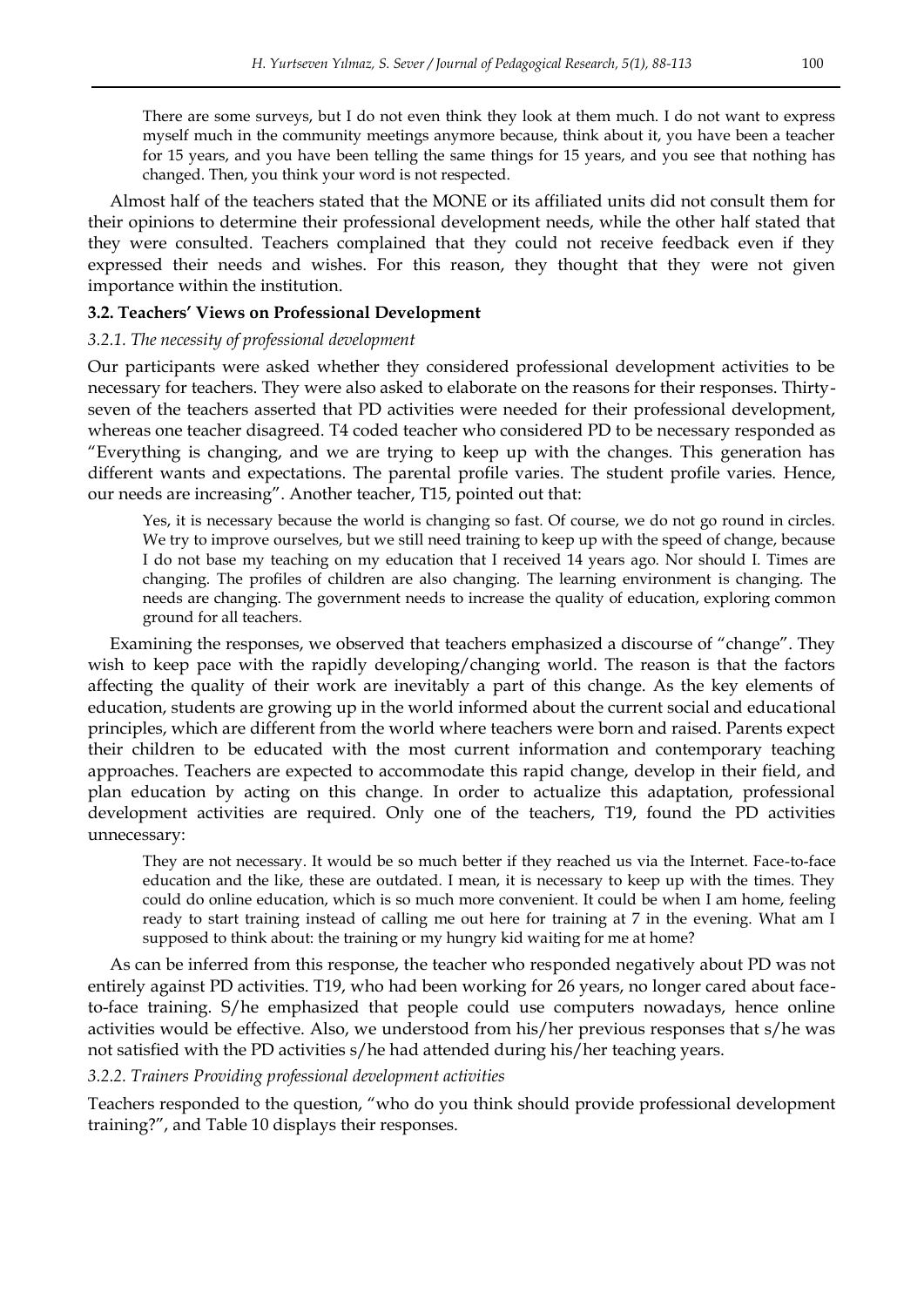> There are some surveys, but I do not even think they look at them much. I do not want to express myself much in the community meetings anymore because, think about it, you have been a teacher for 15 years, and you have been telling the same things for 15 years, and you see that nothing has changed. Then, you think your word is not respected.

Almost half of the teachers stated that the MONE or its affiliated units did not consult them for their opinions to determine their professional development needs, while the other half stated that they were consulted. Teachers complained that they could not receive feedback even if they expressed their needs and wishes. For this reason, they thought that they were not given importance within the institution.

### 3.2. Teachers' Views on Professional Development

#### *3.2.1. The necessity of professional development*

Our participants were asked whether they considered professional development activities to be necessary for teachers. They were also asked to elaborate on the reasons for their responses. Thirty-seven of the teachers asserted that PD activities were needed for their professional development, whereas one teacher disagreed. T4 coded teacher who considered PD to be necessary responded as "Everything is changing, and we are trying to keep up with the changes. This generation has different wants and expectations. The parental profile varies. The student profile varies. Hence, our needs are increasing". Another teacher, T15, pointed out that:

> Yes, it is necessary because the world is changing so fast. Of course, we do not go round in circles. We try to improve ourselves, but we still need training to keep up with the speed of change, because I do not base my teaching on my education that I received 14 years ago. Nor should I. Times are changing. The profiles of children are also changing. The learning environment is changing. The needs are changing. The government needs to increase the quality of education, exploring common ground for all teachers.

Examining the responses, we observed that teachers emphasized a discourse of "change". They wish to keep pace with the rapidly developing/changing world. The reason is that the factors affecting the quality of their work are inevitably a part of this change. As the key elements of education, students are growing up in the world informed about the current social and educational principles, which are different from the world where teachers were born and raised. Parents expect their children to be educated with the most current information and contemporary teaching approaches. Teachers are expected to accommodate this rapid change, develop in their field, and plan education by acting on this change. In order to actualize this adaptation, professional development activities are required. Only one of the teachers, T19, found the PD activities unnecessary:

> They are not necessary. It would be so much better if they reached us via the Internet. Face-to-face education and the like, these are outdated. I mean, it is necessary to keep up with the times. They could do online education, which is so much more convenient. It could be when I am home, feeling ready to start training instead of calling me out here for training at 7 in the evening. What am I supposed to think about: the training or my hungry kid waiting for me at home?

As can be inferred from this response, the teacher who responded negatively about PD was not entirely against PD activities. T19, who had been working for 26 years, no longer cared about face-to-face training. S/he emphasized that people could use computers nowadays, hence online activities would be effective. Also, we understood from his/her previous responses that s/he was not satisfied with the PD activities s/he had attended during his/her teaching years.

#### *3.2.2. Trainers Providing professional development activities*

Teachers responded to the question, "who do you think should provide professional development training?", and Table 10 displays their responses.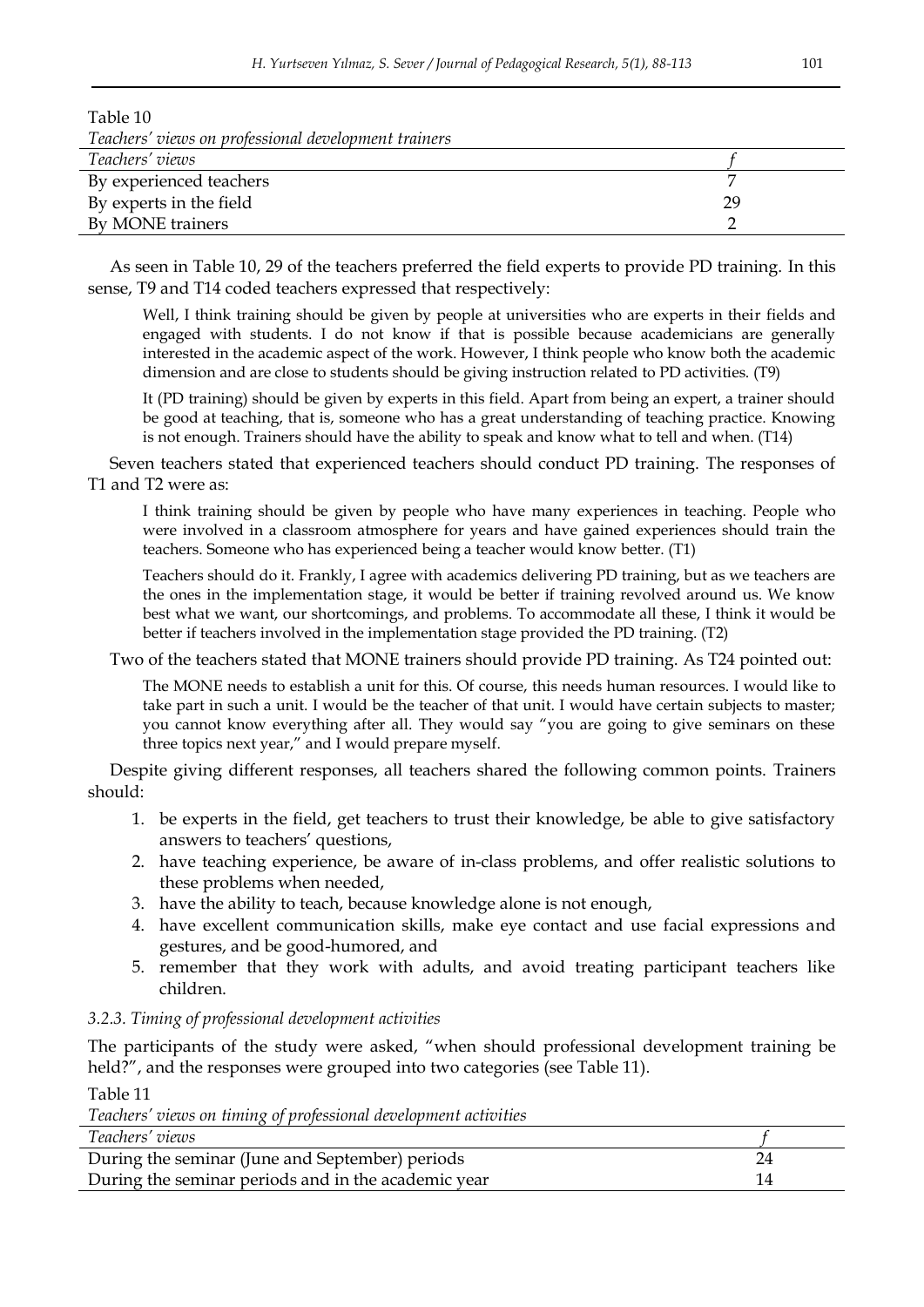Table 10

*Teachers' views on professional development trainers*

| *Teachers' views* | *f* |
|---|---|
| By experienced teachers | 7 |
| By experts in the field | 29 |
| By MONE trainers | 2 |

As seen in Table 10, 29 of the teachers preferred the field experts to provide PD training. In this sense, T9 and T14 coded teachers expressed that respectively:

> Well, I think training should be given by people at universities who are experts in their fields and engaged with students. I do not know if that is possible because academicians are generally interested in the academic aspect of the work. However, I think people who know both the academic dimension and are close to students should be giving instruction related to PD activities. (T9)

> It (PD training) should be given by experts in this field. Apart from being an expert, a trainer should be good at teaching, that is, someone who has a great understanding of teaching practice. Knowing is not enough. Trainers should have the ability to speak and know what to tell and when. (T14)

Seven teachers stated that experienced teachers should conduct PD training. The responses of T1 and T2 were as:

> I think training should be given by people who have many experiences in teaching. People who were involved in a classroom atmosphere for years and have gained experiences should train the teachers. Someone who has experienced being a teacher would know better. (T1)

> Teachers should do it. Frankly, I agree with academics delivering PD training, but as we teachers are the ones in the implementation stage, it would be better if training revolved around us. We know best what we want, our shortcomings, and problems. To accommodate all these, I think it would be better if teachers involved in the implementation stage provided the PD training. (T2)

Two of the teachers stated that MONE trainers should provide PD training. As T24 pointed out:

> The MONE needs to establish a unit for this. Of course, this needs human resources. I would like to take part in such a unit. I would be the teacher of that unit. I would have certain subjects to master; you cannot know everything after all. They would say "you are going to give seminars on these three topics next year," and I would prepare myself.

Despite giving different responses, all teachers shared the following common points. Trainers should:

1. be experts in the field, get teachers to trust their knowledge, be able to give satisfactory answers to teachers' questions,
2. have teaching experience, be aware of in-class problems, and offer realistic solutions to these problems when needed,
3. have the ability to teach, because knowledge alone is not enough,
4. have excellent communication skills, make eye contact and use facial expressions and gestures, and be good-humored, and
5. remember that they work with adults, and avoid treating participant teachers like children.

### *3.2.3. Timing of professional development activities*

The participants of the study were asked, "when should professional development training be held?", and the responses were grouped into two categories (see Table 11).

Table 11

*Teachers' views on timing of professional development activities*

| *Teachers' views* | *f* |
|---|---|
| During the seminar (June and September) periods | 24 |
| During the seminar periods and in the academic year | 14 |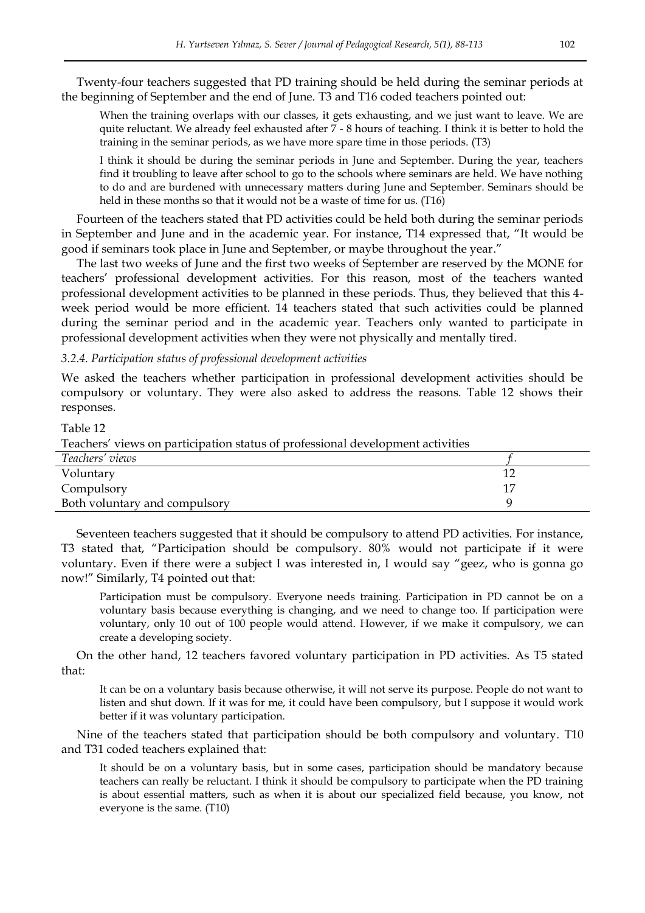Twenty-four teachers suggested that PD training should be held during the seminar periods at the beginning of September and the end of June. T3 and T16 coded teachers pointed out:

> When the training overlaps with our classes, it gets exhausting, and we just want to leave. We are quite reluctant. We already feel exhausted after 7 - 8 hours of teaching. I think it is better to hold the training in the seminar periods, as we have more spare time in those periods. (T3)

> I think it should be during the seminar periods in June and September. During the year, teachers find it troubling to leave after school to go to the schools where seminars are held. We have nothing to do and are burdened with unnecessary matters during June and September. Seminars should be held in these months so that it would not be a waste of time for us. (T16)

Fourteen of the teachers stated that PD activities could be held both during the seminar periods in September and June and in the academic year. For instance, T14 expressed that, "It would be good if seminars took place in June and September, or maybe throughout the year."

The last two weeks of June and the first two weeks of September are reserved by the MONE for teachers' professional development activities. For this reason, most of the teachers wanted professional development activities to be planned in these periods. Thus, they believed that this 4-week period would be more efficient. 14 teachers stated that such activities could be planned during the seminar period and in the academic year. Teachers only wanted to participate in professional development activities when they were not physically and mentally tired.

#### *3.2.4. Participation status of professional development activities*

We asked the teachers whether participation in professional development activities should be compulsory or voluntary. They were also asked to address the reasons. Table 12 shows their responses.

Table 12

Teachers' views on participation status of professional development activities

| *Teachers' views* | *f* |
|---|---|
| Voluntary | 12 |
| Compulsory | 17 |
| Both voluntary and compulsory | 9 |

Seventeen teachers suggested that it should be compulsory to attend PD activities. For instance, T3 stated that, "Participation should be compulsory. 80% would not participate if it were voluntary. Even if there were a subject I was interested in, I would say "geez, who is gonna go now!" Similarly, T4 pointed out that:

> Participation must be compulsory. Everyone needs training. Participation in PD cannot be on a voluntary basis because everything is changing, and we need to change too. If participation were voluntary, only 10 out of 100 people would attend. However, if we make it compulsory, we can create a developing society.

On the other hand, 12 teachers favored voluntary participation in PD activities. As T5 stated that:

> It can be on a voluntary basis because otherwise, it will not serve its purpose. People do not want to listen and shut down. If it was for me, it could have been compulsory, but I suppose it would work better if it was voluntary participation.

Nine of the teachers stated that participation should be both compulsory and voluntary. T10 and T31 coded teachers explained that:

> It should be on a voluntary basis, but in some cases, participation should be mandatory because teachers can really be reluctant. I think it should be compulsory to participate when the PD training is about essential matters, such as when it is about our specialized field because, you know, not everyone is the same. (T10)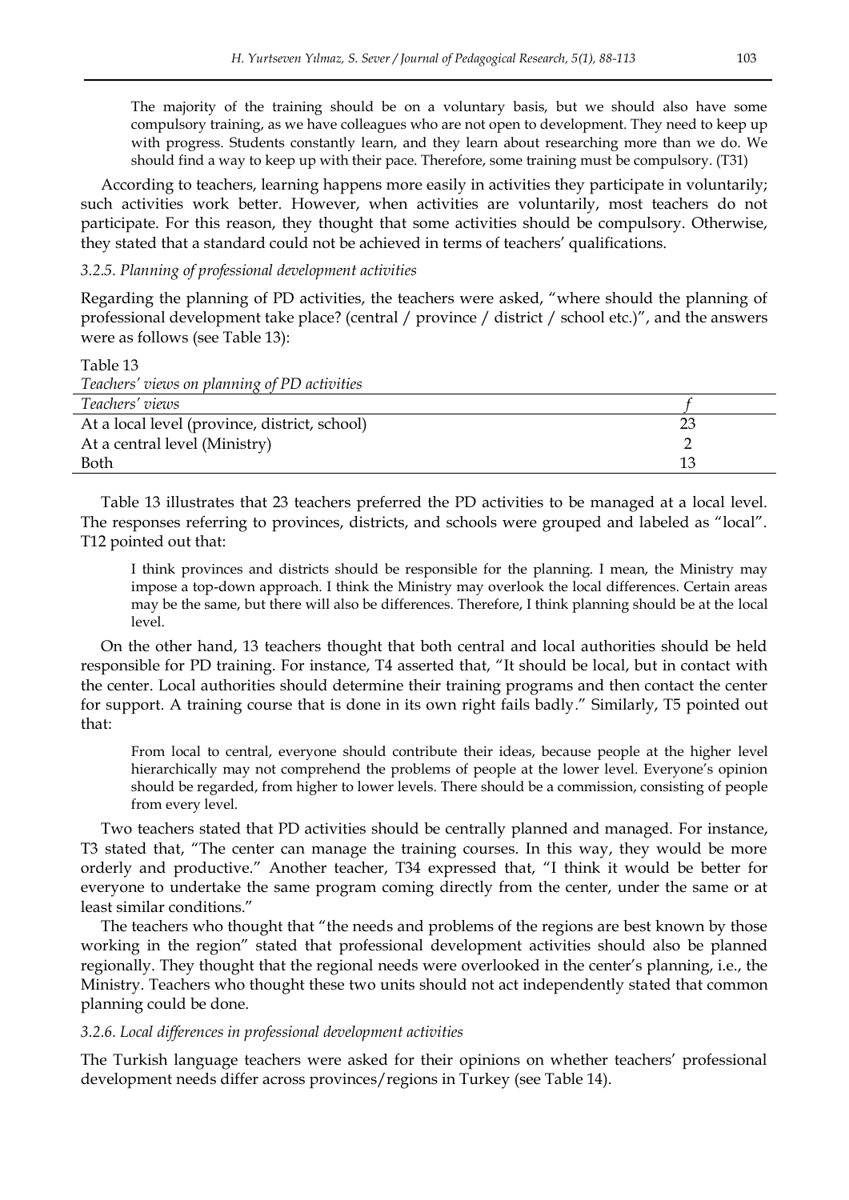> The majority of the training should be on a voluntary basis, but we should also have some compulsory training, as we have colleagues who are not open to development. They need to keep up with progress. Students constantly learn, and they learn about researching more than we do. We should find a way to keep up with their pace. Therefore, some training must be compulsory. (T31)

According to teachers, learning happens more easily in activities they participate in voluntarily; such activities work better. However, when activities are voluntarily, most teachers do not participate. For this reason, they thought that some activities should be compulsory. Otherwise, they stated that a standard could not be achieved in terms of teachers' qualifications.

### *3.2.5. Planning of professional development activities*

Regarding the planning of PD activities, the teachers were asked, "where should the planning of professional development take place? (central / province / district / school etc.)", and the answers were as follows (see Table 13):

Table 13
*Teachers' views on planning of PD activities*

| *Teachers' views* | *f* |
|---|---|
| At a local level (province, district, school) | 23 |
| At a central level (Ministry) | 2 |
| Both | 13 |

Table 13 illustrates that 23 teachers preferred the PD activities to be managed at a local level. The responses referring to provinces, districts, and schools were grouped and labeled as "local". T12 pointed out that:

> I think provinces and districts should be responsible for the planning. I mean, the Ministry may impose a top-down approach. I think the Ministry may overlook the local differences. Certain areas may be the same, but there will also be differences. Therefore, I think planning should be at the local level.

On the other hand, 13 teachers thought that both central and local authorities should be held responsible for PD training. For instance, T4 asserted that, "It should be local, but in contact with the center. Local authorities should determine their training programs and then contact the center for support. A training course that is done in its own right fails badly." Similarly, T5 pointed out that:

> From local to central, everyone should contribute their ideas, because people at the higher level hierarchically may not comprehend the problems of people at the lower level. Everyone's opinion should be regarded, from higher to lower levels. There should be a commission, consisting of people from every level.

Two teachers stated that PD activities should be centrally planned and managed. For instance, T3 stated that, "The center can manage the training courses. In this way, they would be more orderly and productive." Another teacher, T34 expressed that, "I think it would be better for everyone to undertake the same program coming directly from the center, under the same or at least similar conditions."

The teachers who thought that "the needs and problems of the regions are best known by those working in the region" stated that professional development activities should also be planned regionally. They thought that the regional needs were overlooked in the center's planning, i.e., the Ministry. Teachers who thought these two units should not act independently stated that common planning could be done.

### *3.2.6. Local differences in professional development activities*

The Turkish language teachers were asked for their opinions on whether teachers' professional development needs differ across provinces/regions in Turkey (see Table 14).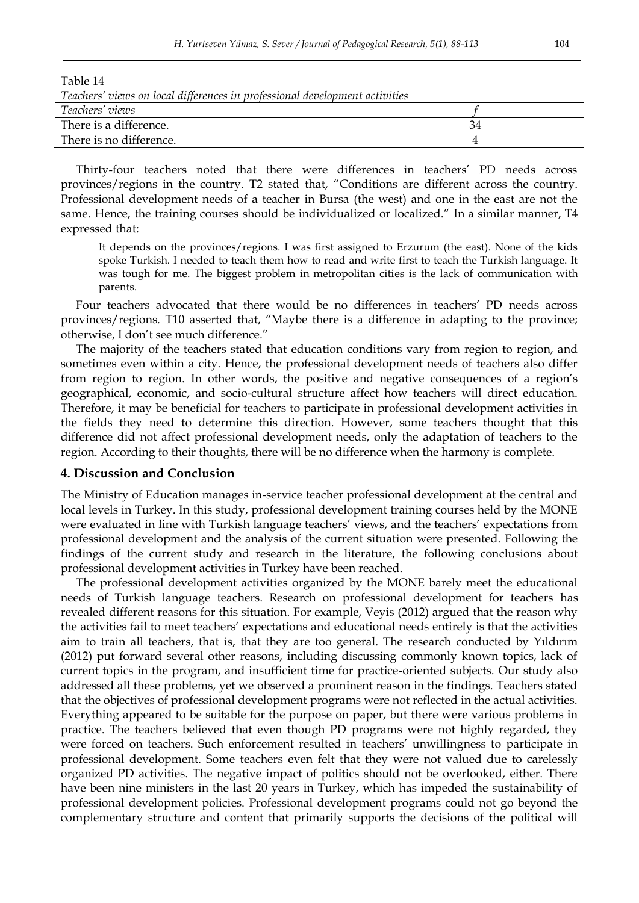Table 14

*Teachers' views on local differences in professional development activities*

| *Teachers' views* | *f* |
|---|---|
| There is a difference. | 34 |
| There is no difference. | 4 |

Thirty-four teachers noted that there were differences in teachers' PD needs across provinces/regions in the country. T2 stated that, "Conditions are different across the country. Professional development needs of a teacher in Bursa (the west) and one in the east are not the same. Hence, the training courses should be individualized or localized." In a similar manner, T4 expressed that:

> It depends on the provinces/regions. I was first assigned to Erzurum (the east). None of the kids spoke Turkish. I needed to teach them how to read and write first to teach the Turkish language. It was tough for me. The biggest problem in metropolitan cities is the lack of communication with parents.

Four teachers advocated that there would be no differences in teachers' PD needs across provinces/regions. T10 asserted that, "Maybe there is a difference in adapting to the province; otherwise, I don't see much difference."

The majority of the teachers stated that education conditions vary from region to region, and sometimes even within a city. Hence, the professional development needs of teachers also differ from region to region. In other words, the positive and negative consequences of a region's geographical, economic, and socio-cultural structure affect how teachers will direct education. Therefore, it may be beneficial for teachers to participate in professional development activities in the fields they need to determine this direction. However, some teachers thought that this difference did not affect professional development needs, only the adaptation of teachers to the region. According to their thoughts, there will be no difference when the harmony is complete.

## 4. Discussion and Conclusion

The Ministry of Education manages in-service teacher professional development at the central and local levels in Turkey. In this study, professional development training courses held by the MONE were evaluated in line with Turkish language teachers' views, and the teachers' expectations from professional development and the analysis of the current situation were presented. Following the findings of the current study and research in the literature, the following conclusions about professional development activities in Turkey have been reached.

The professional development activities organized by the MONE barely meet the educational needs of Turkish language teachers. Research on professional development for teachers has revealed different reasons for this situation. For example, Veyis (2012) argued that the reason why the activities fail to meet teachers' expectations and educational needs entirely is that the activities aim to train all teachers, that is, that they are too general. The research conducted by Yıldırım (2012) put forward several other reasons, including discussing commonly known topics, lack of current topics in the program, and insufficient time for practice-oriented subjects. Our study also addressed all these problems, yet we observed a prominent reason in the findings. Teachers stated that the objectives of professional development programs were not reflected in the actual activities. Everything appeared to be suitable for the purpose on paper, but there were various problems in practice. The teachers believed that even though PD programs were not highly regarded, they were forced on teachers. Such enforcement resulted in teachers' unwillingness to participate in professional development. Some teachers even felt that they were not valued due to carelessly organized PD activities. The negative impact of politics should not be overlooked, either. There have been nine ministers in the last 20 years in Turkey, which has impeded the sustainability of professional development policies. Professional development programs could not go beyond the complementary structure and content that primarily supports the decisions of the political will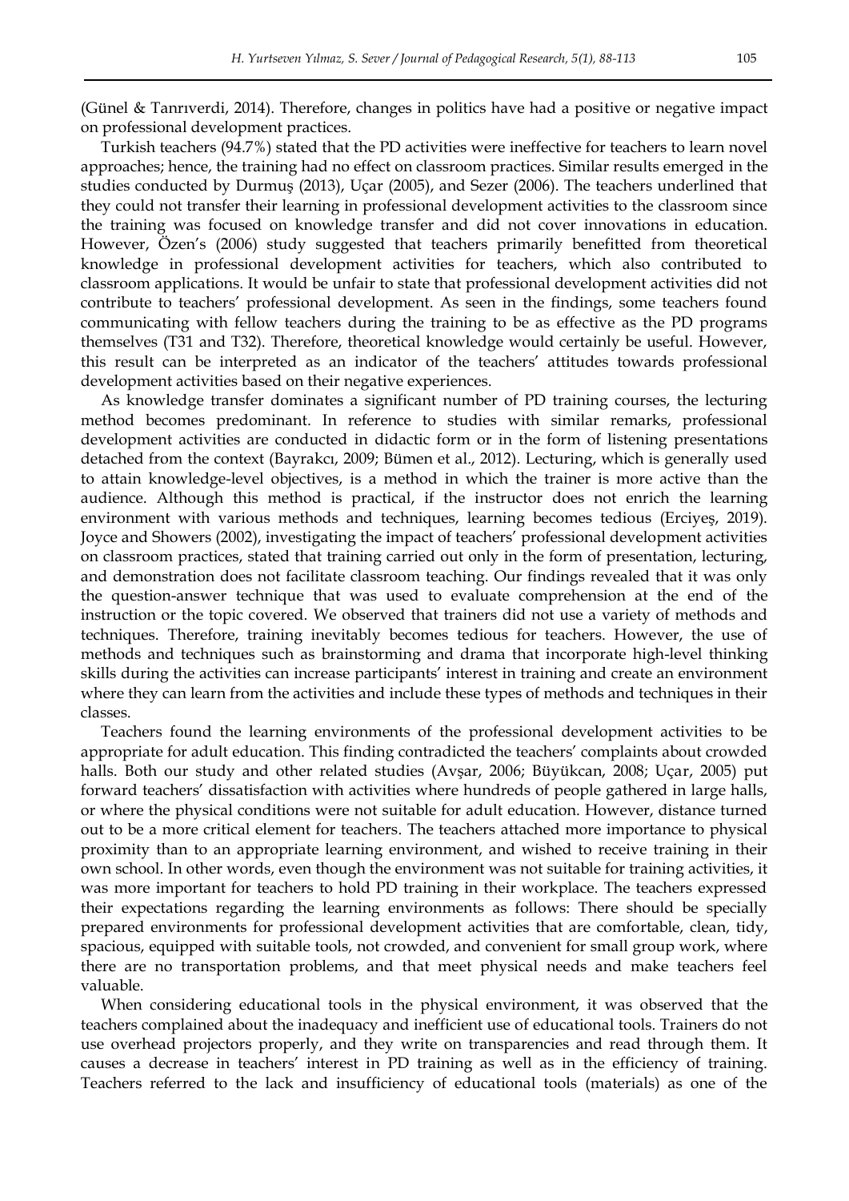(Günel & Tanrıverdi, 2014). Therefore, changes in politics have had a positive or negative impact on professional development practices.

Turkish teachers (94.7%) stated that the PD activities were ineffective for teachers to learn novel approaches; hence, the training had no effect on classroom practices. Similar results emerged in the studies conducted by Durmuş (2013), Uçar (2005), and Sezer (2006). The teachers underlined that they could not transfer their learning in professional development activities to the classroom since the training was focused on knowledge transfer and did not cover innovations in education. However, Özen's (2006) study suggested that teachers primarily benefitted from theoretical knowledge in professional development activities for teachers, which also contributed to classroom applications. It would be unfair to state that professional development activities did not contribute to teachers' professional development. As seen in the findings, some teachers found communicating with fellow teachers during the training to be as effective as the PD programs themselves (T31 and T32). Therefore, theoretical knowledge would certainly be useful. However, this result can be interpreted as an indicator of the teachers' attitudes towards professional development activities based on their negative experiences.

As knowledge transfer dominates a significant number of PD training courses, the lecturing method becomes predominant. In reference to studies with similar remarks, professional development activities are conducted in didactic form or in the form of listening presentations detached from the context (Bayrakcı, 2009; Bümen et al., 2012). Lecturing, which is generally used to attain knowledge-level objectives, is a method in which the trainer is more active than the audience. Although this method is practical, if the instructor does not enrich the learning environment with various methods and techniques, learning becomes tedious (Erciyeş, 2019). Joyce and Showers (2002), investigating the impact of teachers' professional development activities on classroom practices, stated that training carried out only in the form of presentation, lecturing, and demonstration does not facilitate classroom teaching. Our findings revealed that it was only the question-answer technique that was used to evaluate comprehension at the end of the instruction or the topic covered. We observed that trainers did not use a variety of methods and techniques. Therefore, training inevitably becomes tedious for teachers. However, the use of methods and techniques such as brainstorming and drama that incorporate high-level thinking skills during the activities can increase participants' interest in training and create an environment where they can learn from the activities and include these types of methods and techniques in their classes.

Teachers found the learning environments of the professional development activities to be appropriate for adult education. This finding contradicted the teachers' complaints about crowded halls. Both our study and other related studies (Avşar, 2006; Büyükcan, 2008; Uçar, 2005) put forward teachers' dissatisfaction with activities where hundreds of people gathered in large halls, or where the physical conditions were not suitable for adult education. However, distance turned out to be a more critical element for teachers. The teachers attached more importance to physical proximity than to an appropriate learning environment, and wished to receive training in their own school. In other words, even though the environment was not suitable for training activities, it was more important for teachers to hold PD training in their workplace. The teachers expressed their expectations regarding the learning environments as follows: There should be specially prepared environments for professional development activities that are comfortable, clean, tidy, spacious, equipped with suitable tools, not crowded, and convenient for small group work, where there are no transportation problems, and that meet physical needs and make teachers feel valuable.

When considering educational tools in the physical environment, it was observed that the teachers complained about the inadequacy and inefficient use of educational tools. Trainers do not use overhead projectors properly, and they write on transparencies and read through them. It causes a decrease in teachers' interest in PD training as well as in the efficiency of training. Teachers referred to the lack and insufficiency of educational tools (materials) as one of the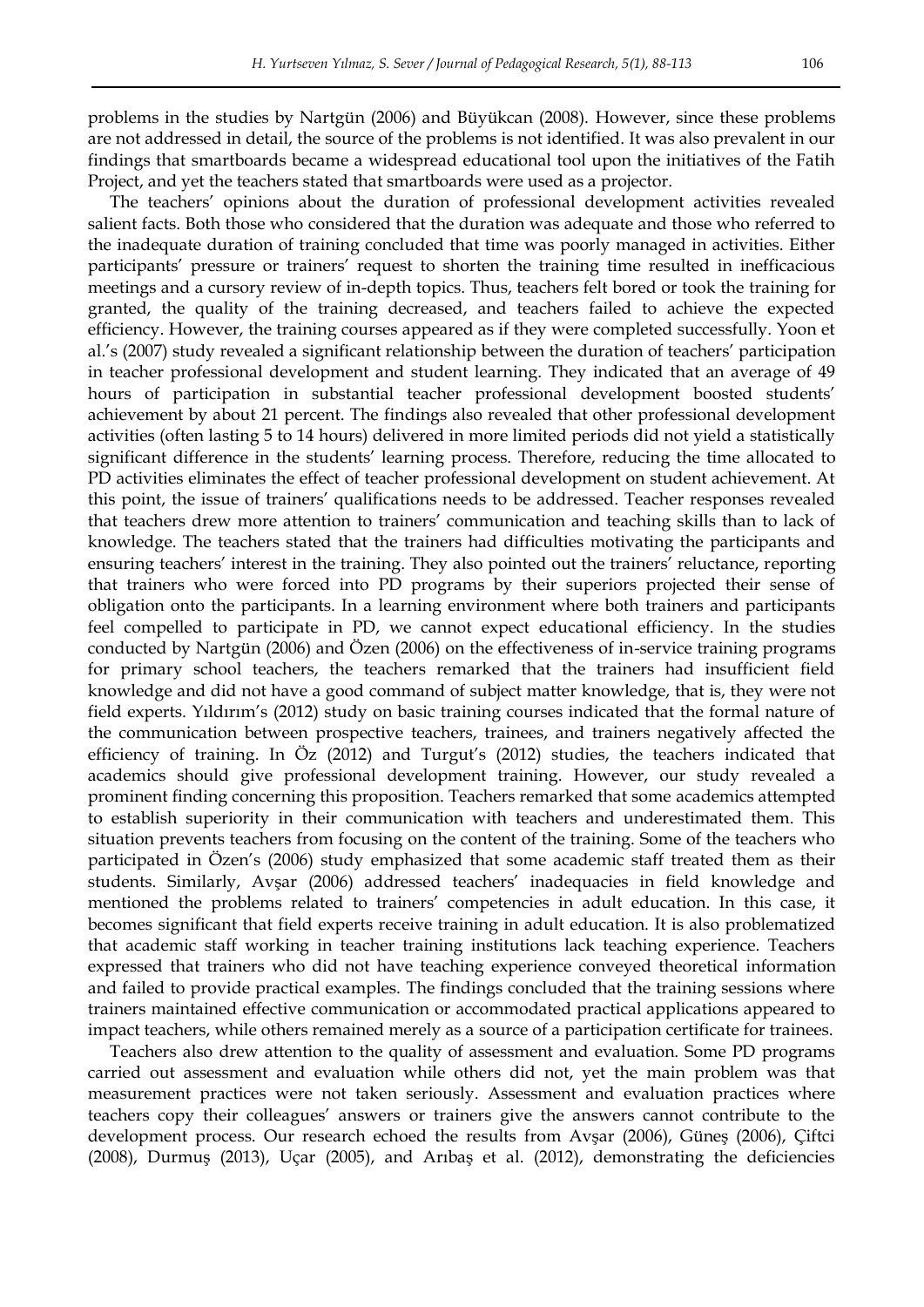problems in the studies by Nartgün (2006) and Büyükcan (2008). However, since these problems are not addressed in detail, the source of the problems is not identified. It was also prevalent in our findings that smartboards became a widespread educational tool upon the initiatives of the Fatih Project, and yet the teachers stated that smartboards were used as a projector.

The teachers' opinions about the duration of professional development activities revealed salient facts. Both those who considered that the duration was adequate and those who referred to the inadequate duration of training concluded that time was poorly managed in activities. Either participants' pressure or trainers' request to shorten the training time resulted in inefficacious meetings and a cursory review of in-depth topics. Thus, teachers felt bored or took the training for granted, the quality of the training decreased, and teachers failed to achieve the expected efficiency. However, the training courses appeared as if they were completed successfully. Yoon et al.'s (2007) study revealed a significant relationship between the duration of teachers' participation in teacher professional development and student learning. They indicated that an average of 49 hours of participation in substantial teacher professional development boosted students' achievement by about 21 percent. The findings also revealed that other professional development activities (often lasting 5 to 14 hours) delivered in more limited periods did not yield a statistically significant difference in the students' learning process. Therefore, reducing the time allocated to PD activities eliminates the effect of teacher professional development on student achievement. At this point, the issue of trainers' qualifications needs to be addressed. Teacher responses revealed that teachers drew more attention to trainers' communication and teaching skills than to lack of knowledge. The teachers stated that the trainers had difficulties motivating the participants and ensuring teachers' interest in the training. They also pointed out the trainers' reluctance, reporting that trainers who were forced into PD programs by their superiors projected their sense of obligation onto the participants. In a learning environment where both trainers and participants feel compelled to participate in PD, we cannot expect educational efficiency. In the studies conducted by Nartgün (2006) and Özen (2006) on the effectiveness of in-service training programs for primary school teachers, the teachers remarked that the trainers had insufficient field knowledge and did not have a good command of subject matter knowledge, that is, they were not field experts. Yıldırım's (2012) study on basic training courses indicated that the formal nature of the communication between prospective teachers, trainees, and trainers negatively affected the efficiency of training. In Öz (2012) and Turgut's (2012) studies, the teachers indicated that academics should give professional development training. However, our study revealed a prominent finding concerning this proposition. Teachers remarked that some academics attempted to establish superiority in their communication with teachers and underestimated them. This situation prevents teachers from focusing on the content of the training. Some of the teachers who participated in Özen's (2006) study emphasized that some academic staff treated them as their students. Similarly, Avşar (2006) addressed teachers' inadequacies in field knowledge and mentioned the problems related to trainers' competencies in adult education. In this case, it becomes significant that field experts receive training in adult education. It is also problematized that academic staff working in teacher training institutions lack teaching experience. Teachers expressed that trainers who did not have teaching experience conveyed theoretical information and failed to provide practical examples. The findings concluded that the training sessions where trainers maintained effective communication or accommodated practical applications appeared to impact teachers, while others remained merely as a source of a participation certificate for trainees.

Teachers also drew attention to the quality of assessment and evaluation. Some PD programs carried out assessment and evaluation while others did not, yet the main problem was that measurement practices were not taken seriously. Assessment and evaluation practices where teachers copy their colleagues' answers or trainers give the answers cannot contribute to the development process. Our research echoed the results from Avşar (2006), Güneş (2006), Çiftci (2008), Durmuş (2013), Uçar (2005), and Arıbaş et al. (2012), demonstrating the deficiencies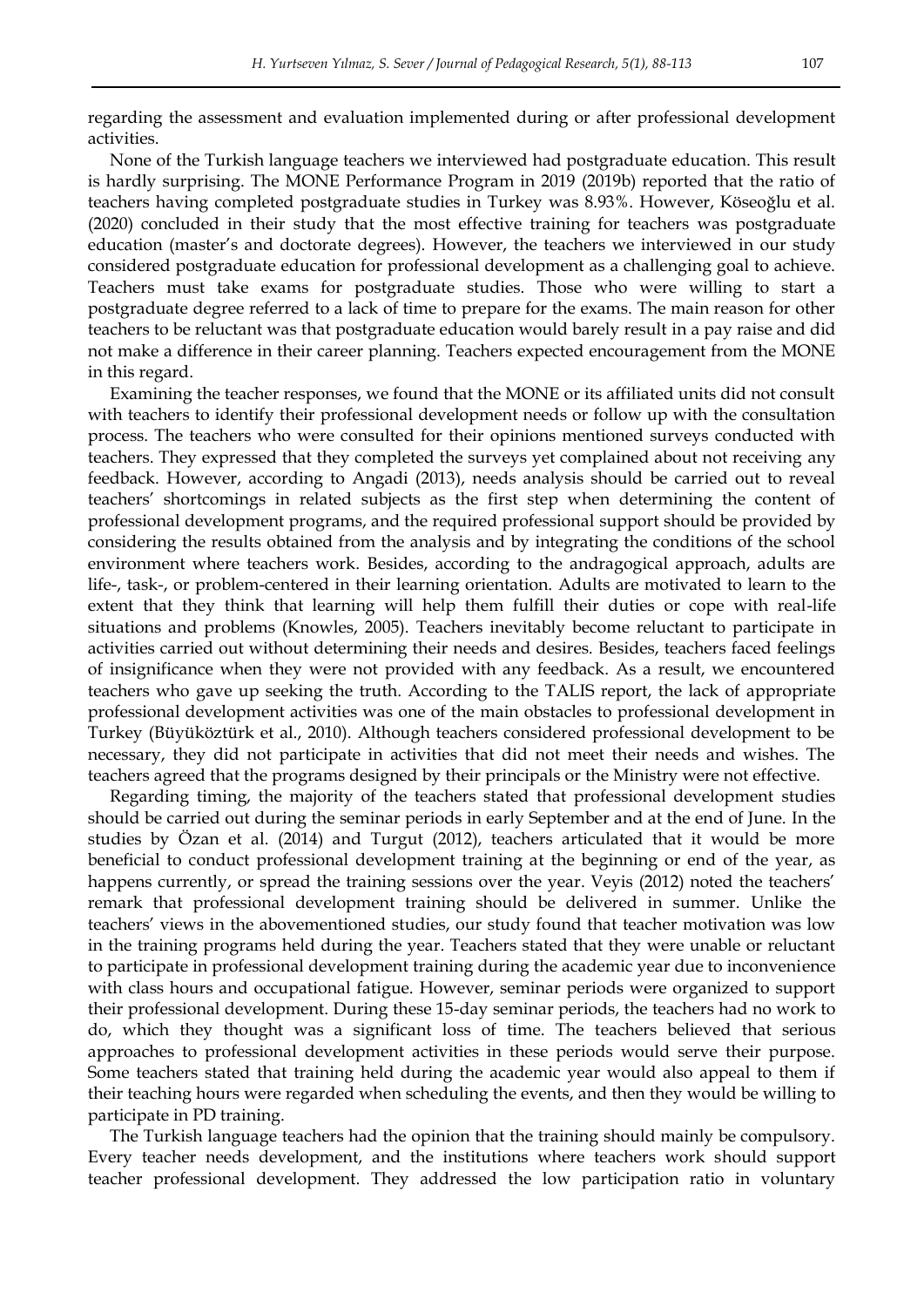regarding the assessment and evaluation implemented during or after professional development activities.

None of the Turkish language teachers we interviewed had postgraduate education. This result is hardly surprising. The MONE Performance Program in 2019 (2019b) reported that the ratio of teachers having completed postgraduate studies in Turkey was 8.93%. However, Köseoğlu et al. (2020) concluded in their study that the most effective training for teachers was postgraduate education (master's and doctorate degrees). However, the teachers we interviewed in our study considered postgraduate education for professional development as a challenging goal to achieve. Teachers must take exams for postgraduate studies. Those who were willing to start a postgraduate degree referred to a lack of time to prepare for the exams. The main reason for other teachers to be reluctant was that postgraduate education would barely result in a pay raise and did not make a difference in their career planning. Teachers expected encouragement from the MONE in this regard.

Examining the teacher responses, we found that the MONE or its affiliated units did not consult with teachers to identify their professional development needs or follow up with the consultation process. The teachers who were consulted for their opinions mentioned surveys conducted with teachers. They expressed that they completed the surveys yet complained about not receiving any feedback. However, according to Angadi (2013), needs analysis should be carried out to reveal teachers' shortcomings in related subjects as the first step when determining the content of professional development programs, and the required professional support should be provided by considering the results obtained from the analysis and by integrating the conditions of the school environment where teachers work. Besides, according to the andragogical approach, adults are life-, task-, or problem-centered in their learning orientation. Adults are motivated to learn to the extent that they think that learning will help them fulfill their duties or cope with real-life situations and problems (Knowles, 2005). Teachers inevitably become reluctant to participate in activities carried out without determining their needs and desires. Besides, teachers faced feelings of insignificance when they were not provided with any feedback. As a result, we encountered teachers who gave up seeking the truth. According to the TALIS report, the lack of appropriate professional development activities was one of the main obstacles to professional development in Turkey (Büyüköztürk et al., 2010). Although teachers considered professional development to be necessary, they did not participate in activities that did not meet their needs and wishes. The teachers agreed that the programs designed by their principals or the Ministry were not effective.

Regarding timing, the majority of the teachers stated that professional development studies should be carried out during the seminar periods in early September and at the end of June. In the studies by Özan et al. (2014) and Turgut (2012), teachers articulated that it would be more beneficial to conduct professional development training at the beginning or end of the year, as happens currently, or spread the training sessions over the year. Veyis (2012) noted the teachers' remark that professional development training should be delivered in summer. Unlike the teachers' views in the abovementioned studies, our study found that teacher motivation was low in the training programs held during the year. Teachers stated that they were unable or reluctant to participate in professional development training during the academic year due to inconvenience with class hours and occupational fatigue. However, seminar periods were organized to support their professional development. During these 15-day seminar periods, the teachers had no work to do, which they thought was a significant loss of time. The teachers believed that serious approaches to professional development activities in these periods would serve their purpose. Some teachers stated that training held during the academic year would also appeal to them if their teaching hours were regarded when scheduling the events, and then they would be willing to participate in PD training.

The Turkish language teachers had the opinion that the training should mainly be compulsory. Every teacher needs development, and the institutions where teachers work should support teacher professional development. They addressed the low participation ratio in voluntary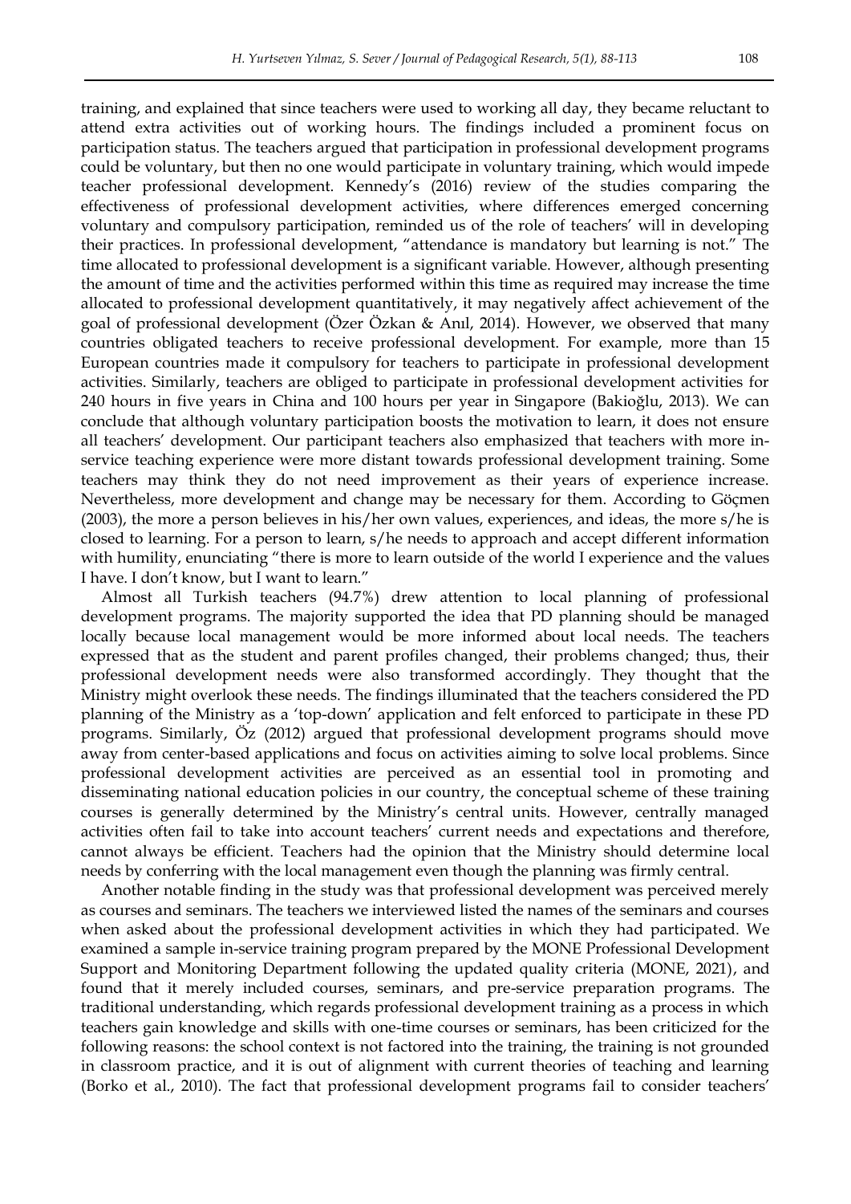training, and explained that since teachers were used to working all day, they became reluctant to attend extra activities out of working hours. The findings included a prominent focus on participation status. The teachers argued that participation in professional development programs could be voluntary, but then no one would participate in voluntary training, which would impede teacher professional development. Kennedy's (2016) review of the studies comparing the effectiveness of professional development activities, where differences emerged concerning voluntary and compulsory participation, reminded us of the role of teachers' will in developing their practices. In professional development, "attendance is mandatory but learning is not." The time allocated to professional development is a significant variable. However, although presenting the amount of time and the activities performed within this time as required may increase the time allocated to professional development quantitatively, it may negatively affect achievement of the goal of professional development (Özer Özkan & Anıl, 2014). However, we observed that many countries obligated teachers to receive professional development. For example, more than 15 European countries made it compulsory for teachers to participate in professional development activities. Similarly, teachers are obliged to participate in professional development activities for 240 hours in five years in China and 100 hours per year in Singapore (Bakioğlu, 2013). We can conclude that although voluntary participation boosts the motivation to learn, it does not ensure all teachers' development. Our participant teachers also emphasized that teachers with more in-service teaching experience were more distant towards professional development training. Some teachers may think they do not need improvement as their years of experience increase. Nevertheless, more development and change may be necessary for them. According to Göçmen (2003), the more a person believes in his/her own values, experiences, and ideas, the more s/he is closed to learning. For a person to learn, s/he needs to approach and accept different information with humility, enunciating "there is more to learn outside of the world I experience and the values I have. I don't know, but I want to learn."

Almost all Turkish teachers (94.7%) drew attention to local planning of professional development programs. The majority supported the idea that PD planning should be managed locally because local management would be more informed about local needs. The teachers expressed that as the student and parent profiles changed, their problems changed; thus, their professional development needs were also transformed accordingly. They thought that the Ministry might overlook these needs. The findings illuminated that the teachers considered the PD planning of the Ministry as a 'top-down' application and felt enforced to participate in these PD programs. Similarly, Öz (2012) argued that professional development programs should move away from center-based applications and focus on activities aiming to solve local problems. Since professional development activities are perceived as an essential tool in promoting and disseminating national education policies in our country, the conceptual scheme of these training courses is generally determined by the Ministry's central units. However, centrally managed activities often fail to take into account teachers' current needs and expectations and therefore, cannot always be efficient. Teachers had the opinion that the Ministry should determine local needs by conferring with the local management even though the planning was firmly central.

Another notable finding in the study was that professional development was perceived merely as courses and seminars. The teachers we interviewed listed the names of the seminars and courses when asked about the professional development activities in which they had participated. We examined a sample in-service training program prepared by the MONE Professional Development Support and Monitoring Department following the updated quality criteria (MONE, 2021), and found that it merely included courses, seminars, and pre-service preparation programs. The traditional understanding, which regards professional development training as a process in which teachers gain knowledge and skills with one-time courses or seminars, has been criticized for the following reasons: the school context is not factored into the training, the training is not grounded in classroom practice, and it is out of alignment with current theories of teaching and learning (Borko et al., 2010). The fact that professional development programs fail to consider teachers'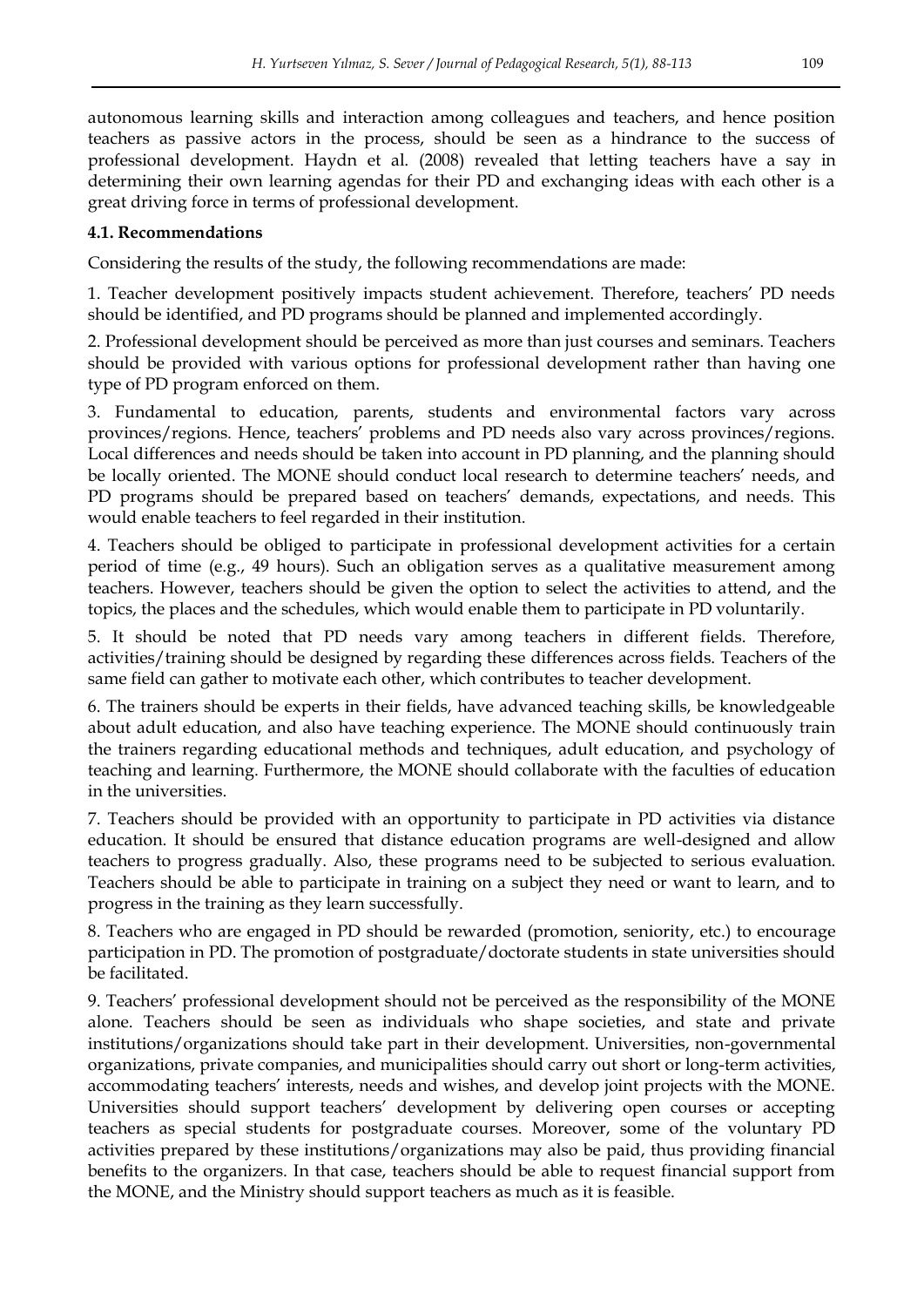autonomous learning skills and interaction among colleagues and teachers, and hence position teachers as passive actors in the process, should be seen as a hindrance to the success of professional development. Haydn et al. (2008) revealed that letting teachers have a say in determining their own learning agendas for their PD and exchanging ideas with each other is a great driving force in terms of professional development.

### 4.1. Recommendations

Considering the results of the study, the following recommendations are made:

1. Teacher development positively impacts student achievement. Therefore, teachers' PD needs should be identified, and PD programs should be planned and implemented accordingly.

2. Professional development should be perceived as more than just courses and seminars. Teachers should be provided with various options for professional development rather than having one type of PD program enforced on them.

3. Fundamental to education, parents, students and environmental factors vary across provinces/regions. Hence, teachers' problems and PD needs also vary across provinces/regions. Local differences and needs should be taken into account in PD planning, and the planning should be locally oriented. The MONE should conduct local research to determine teachers' needs, and PD programs should be prepared based on teachers' demands, expectations, and needs. This would enable teachers to feel regarded in their institution.

4. Teachers should be obliged to participate in professional development activities for a certain period of time (e.g., 49 hours). Such an obligation serves as a qualitative measurement among teachers. However, teachers should be given the option to select the activities to attend, and the topics, the places and the schedules, which would enable them to participate in PD voluntarily.

5. It should be noted that PD needs vary among teachers in different fields. Therefore, activities/training should be designed by regarding these differences across fields. Teachers of the same field can gather to motivate each other, which contributes to teacher development.

6. The trainers should be experts in their fields, have advanced teaching skills, be knowledgeable about adult education, and also have teaching experience. The MONE should continuously train the trainers regarding educational methods and techniques, adult education, and psychology of teaching and learning. Furthermore, the MONE should collaborate with the faculties of education in the universities.

7. Teachers should be provided with an opportunity to participate in PD activities via distance education. It should be ensured that distance education programs are well-designed and allow teachers to progress gradually. Also, these programs need to be subjected to serious evaluation. Teachers should be able to participate in training on a subject they need or want to learn, and to progress in the training as they learn successfully.

8. Teachers who are engaged in PD should be rewarded (promotion, seniority, etc.) to encourage participation in PD. The promotion of postgraduate/doctorate students in state universities should be facilitated.

9. Teachers' professional development should not be perceived as the responsibility of the MONE alone. Teachers should be seen as individuals who shape societies, and state and private institutions/organizations should take part in their development. Universities, non-governmental organizations, private companies, and municipalities should carry out short or long-term activities, accommodating teachers' interests, needs and wishes, and develop joint projects with the MONE. Universities should support teachers' development by delivering open courses or accepting teachers as special students for postgraduate courses. Moreover, some of the voluntary PD activities prepared by these institutions/organizations may also be paid, thus providing financial benefits to the organizers. In that case, teachers should be able to request financial support from the MONE, and the Ministry should support teachers as much as it is feasible.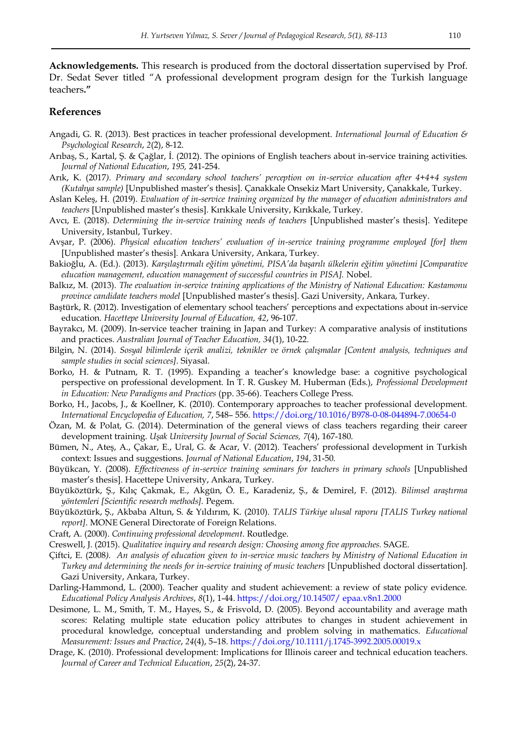**Acknowledgements.** This research is produced from the doctoral dissertation supervised by Prof. Dr. Sedat Sever titled "A professional development program design for the Turkish language teachers**."**

## References

Angadi, G. R. (2013). Best practices in teacher professional development. *International Journal of Education & Psychological Research*, *2*(2), 8-12.

Arıbaş, S., Kartal, Ş. & Çağlar, İ. (2012). The opinions of English teachers about in-service training activities. *Journal of National Education*, *195,* 241-254.

Arık, K. (2017*). Primary and secondary school teachers' perception on in-service education after 4+4+4 system (Kutahya sample)* [Unpublished master's thesis]. Çanakkale Onsekiz Mart University, Çanakkale, Turkey.

Aslan Keleş, H. (2019). *Evaluation of in-service training organized by the manager of education administrators and teachers* [Unpublished master's thesis]. Kırıkkale University, Kırıkkale, Turkey.

Avcı, E. (2018). *Determining the in-service training needs of teachers* [Unpublished master's thesis]. Yeditepe University, Istanbul, Turkey.

Avşar, P. (2006). *Physical education teachers' evaluation of in-service training programme employed [for] them* [Unpublished master's thesis]. Ankara University, Ankara, Turkey.

Bakioğlu, A. (Ed.). (2013). *Karşılaştırmalı eğitim yönetimi, PISA'da başarılı ülkelerin eğitim yönetimi [Comparative education management, education management of successful countries in PISA].* Nobel.

Balkız, M. (2013). *The evaluation in-service training applications of the Ministry of National Education: Kastamonu province candidate teachers model* [Unpublished master's thesis]. Gazi University, Ankara, Turkey.

Baştürk, R. (2012). Investigation of elementary school teachers' perceptions and expectations about in-service education. *Hacettepe University Journal of Education, 42*, 96-107.

Bayrakcı, M. (2009). In-service teacher training in Japan and Turkey: A comparative analysis of institutions and practices. *Australian Journal of Teacher Education, 34*(1), 10-22.

Bilgin, N. (2014). *Sosyal bilimlerde içerik analizi, teknikler ve örnek çalışmalar [Content analysis, techniques and sample studies in social sciences]*. Siyasal.

Borko, H. & Putnam, R. T. (1995). Expanding a teacher's knowledge base: a cognitive psychological perspective on professional development. In T. R. Guskey M. Huberman (Eds.), *Professional Development in Education: New Paradigms and Practices* (pp. 35-66). Teachers College Press.

Borko, H., Jacobs, J., & Koellner, K. (2010). Contemporary approaches to teacher professional development. *International Encyclopedia of Education, 7*, 548– 556. https://doi.org/10.1016/B978-0-08-044894-7.00654-0

Özan, M. & Polat, G. (2014). Determination of the general views of class teachers regarding their career development training. *Uşak University Journal of Social Sciences, 7*(4), 167-180.

Bümen, N., Ateş, A., Çakar, E., Ural, G. & Acar, V. (2012). Teachers' professional development in Turkish context: Issues and suggestions. *Journal of National Education*, *194*, 31-50.

Büyükcan, Y. (2008). *Effectiveness of in-service training seminars for teachers in primary schools* [Unpublished master's thesis]. Hacettepe University, Ankara, Turkey.

Büyüköztürk, Ş., Kılıç Çakmak, E., Akgün, Ö. E., Karadeniz, Ş., & Demirel, F. (2012). *Bilimsel araştırma yöntemleri [Scientific research methods].* Pegem.

Büyüköztürk, Ş., Akbaba Altun, S. & Yıldırım, K. (2010). *TALIS Türkiye ulusal raporu [TALIS Turkey national report]*. MONE General Directorate of Foreign Relations.

Craft, A. (2000). *Continuing professional development*. Routledge.

Creswell, J. (2015). *Qualitative inquiry and research design: Choosing among five approaches.* SAGE.

Çiftci, E. (2008*). An analysis of education given to in-service music teachers by Ministry of National Education in Turkey and determining the needs for in-service training of music teachers* [Unpublished doctoral dissertation]. Gazi University, Ankara, Turkey.

Darling-Hammond, L. (2000). Teacher quality and student achievement: a review of state policy evidence. *Educational Policy Analysis Archives*, *8*(1), 1-44. https://doi.org/10.14507/ epaa.v8n1.2000

Desimone, L. M., Smith, T. M., Hayes, S., & Frisvold, D. (2005). Beyond accountability and average math scores: Relating multiple state education policy attributes to changes in student achievement in procedural knowledge, conceptual understanding and problem solving in mathematics. *Educational Measurement: Issues and Practice*, *24*(4), 5–18. https://doi.org/10.1111/j.1745-3992.2005.00019.x

Drage, K. (2010). Professional development: Implications for Illinois career and technical education teachers. *Journal of Career and Technical Education*, *25*(2), 24-37.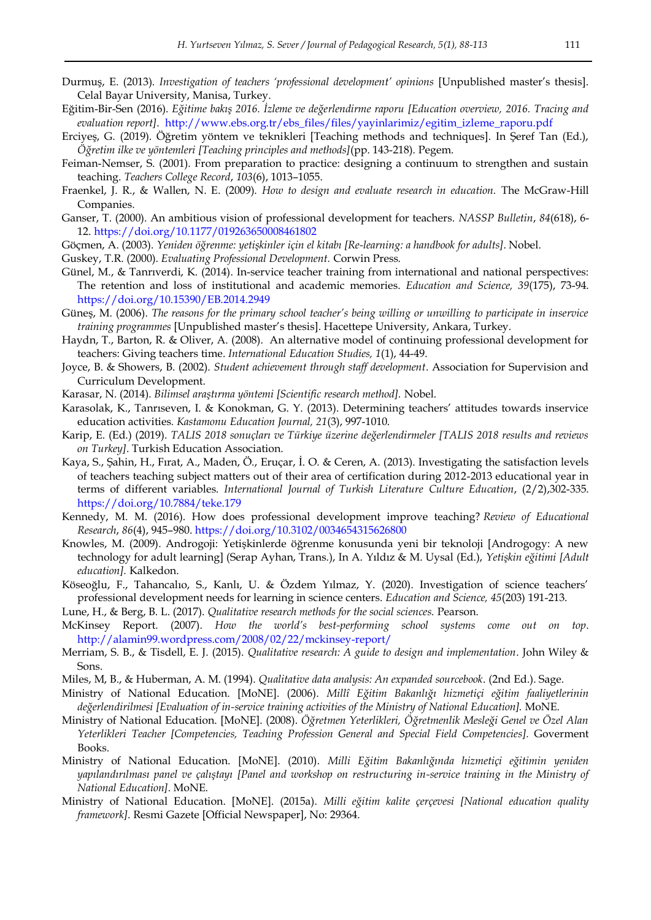Durmuş, E. (2013). *Investigation of teachers 'professional development' opinions* [Unpublished master's thesis]. Celal Bayar University, Manisa, Turkey.

Eğitim-Bir-Sen (2016). *Eğitime bakış 2016. İzleme ve değerlendirme raporu [Education overview, 2016. Tracing and evaluation report]*. http://www.ebs.org.tr/ebs_files/files/yayinlarimiz/egitim_izleme_raporu.pdf

Erciyeş, G. (2019). Öğretim yöntem ve teknikleri [Teaching methods and techniques]. In Şeref Tan (Ed.), *Öğretim ilke ve yöntemleri [Teaching principles and methods]*(pp. 143-218). Pegem.

Feiman-Nemser, S. (2001). From preparation to practice: designing a continuum to strengthen and sustain teaching. *Teachers College Record*, *103*(6), 1013–1055.

Fraenkel, J. R., & Wallen, N. E. (2009). *How to design and evaluate research in education.* The McGraw-Hill Companies.

Ganser, T. (2000). An ambitious vision of professional development for teachers. *NASSP Bulletin*, *84*(618), 6-12. https://doi.org/10.1177/019263650008461802

Göçmen, A. (2003). *Yeniden öğrenme: yetişkinler için el kitabı [Re-learning: a handbook for adults]*. Nobel.

Guskey, T.R. (2000). *Evaluating Professional Development.* Corwin Press.

Günel, M., & Tanrıverdi, K. (2014). In-service teacher training from international and national perspectives: The retention and loss of institutional and academic memories. *Education and Science, 39*(175), 73-94. https://doi.org/10.15390/EB.2014.2949

Güneş, M. (2006). *The reasons for the primary school teacher's being willing or unwilling to participate in inservice training programmes* [Unpublished master's thesis]. Hacettepe University, Ankara, Turkey.

Haydn, T., Barton, R. & Oliver, A. (2008). An alternative model of continuing professional development for teachers: Giving teachers time. *International Education Studies, 1*(1), 44-49.

Joyce, B. & Showers, B. (2002). *Student achievement through staff development*. Association for Supervision and Curriculum Development.

Karasar, N. (2014). *Bilimsel araştırma yöntemi [Scientific research method].* Nobel.

Karasolak, K., Tanrıseven, I. & Konokman, G. Y. (2013). Determining teachers' attitudes towards inservice education activities. *Kastamonu Education Journal, 21*(3), 997-1010.

Karip, E. (Ed.) (2019). *TALIS 2018 sonuçları ve Türkiye üzerine değerlendirmeler [TALIS 2018 results and reviews on Turkey]*. Turkish Education Association.

Kaya, S., Şahin, H., Fırat, A., Maden, Ö., Eruçar, İ. O. & Ceren, A. (2013). Investigating the satisfaction levels of teachers teaching subject matters out of their area of certification during 2012-2013 educational year in terms of different variables. *International Journal of Turkish Literature Culture Education*, (2/2),302-335. https://doi.org/10.7884/teke.179

Kennedy, M. M. (2016). How does professional development improve teaching? *Review of Educational Research*, *86*(4), 945–980. https://doi.org/10.3102/0034654315626800

Knowles, M. (2009). Androgoji: Yetişkinlerde öğrenme konusunda yeni bir teknoloji [Androgogy: A new technology for adult learning] (Serap Ayhan, Trans.), In A. Yıldız & M. Uysal (Ed.), *Yetişkin eğitimi [Adult education].* Kalkedon.

Köseoğlu, F., Tahancalıo, S., Kanlı, U. & Özdem Yılmaz, Y. (2020). Investigation of science teachers' professional development needs for learning in science centers. *Education and Science, 45*(203) 191-213.

Lune, H., & Berg, B. L. (2017). *Qualitative research methods for the social sciences.* Pearson.

McKinsey Report. (2007). *How the world's best-performing school systems come out on top*. http://alamin99.wordpress.com/2008/02/22/mckinsey-report/

Merriam, S. B., & Tisdell, E. J. (2015). *Qualitative research: A guide to design and implementation*. John Wiley & Sons.

Miles, M, B., & Huberman, A. M. (1994). *Qualitative data analysis: An expanded sourcebook*. (2nd Ed.). Sage.

Ministry of National Education. [MoNE]. (2006). *Millî Eğitim Bakanlığı hizmetiçi eğitim faaliyetlerinin değerlendirilmesi [Evaluation of in-service training activities of the Ministry of National Education].* MoNE.

Ministry of National Education. [MoNE]. (2008). *Öğretmen Yeterlikleri, Öğretmenlik Mesleği Genel ve Özel Alan Yeterlikleri Teacher [Competencies, Teaching Profession General and Special Field Competencies].* Goverment Books.

Ministry of National Education. [MoNE]. (2010). *Milli Eğitim Bakanlığında hizmetiçi eğitimin yeniden yapılandırılması panel ve çalıştayı [Panel and workshop on restructuring in-service training in the Ministry of National Education]*. MoNE.

Ministry of National Education. [MoNE]. (2015a). *Milli eğitim kalite çerçevesi [National education quality framework]*. Resmi Gazete [Official Newspaper], No: 29364.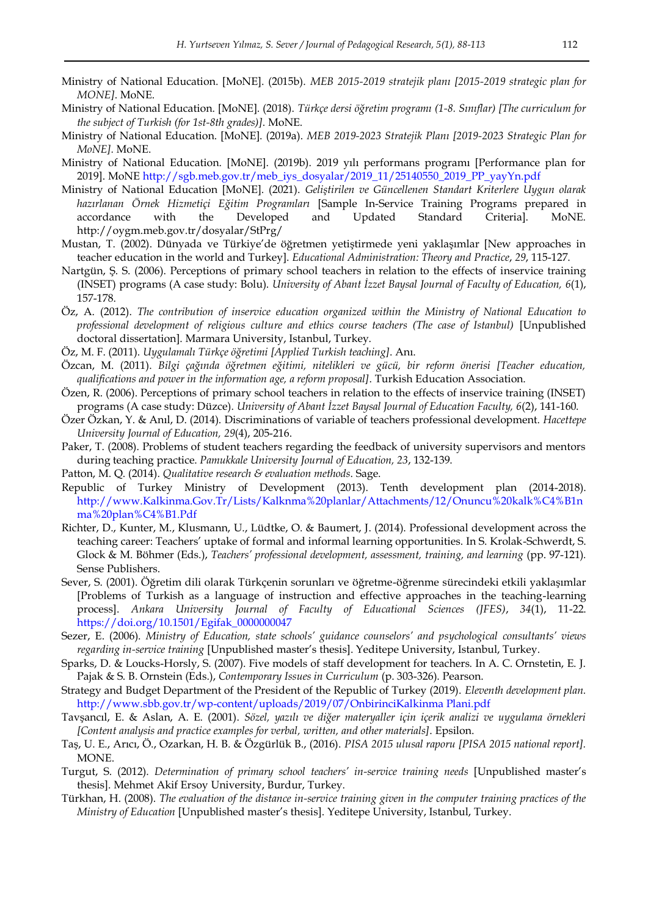Ministry of National Education. [MoNE]. (2015b). *MEB 2015-2019 stratejik planı [2015-2019 strategic plan for MONE]*. MoNE.

Ministry of National Education. [MoNE]. (2018). *Türkçe dersi öğretim programı (1-8. Sınıflar) [The curriculum for the subject of Turkish (for 1st-8th grades)]*. MoNE.

Ministry of National Education. [MoNE]. (2019a). *MEB 2019-2023 Stratejik Planı [2019-2023 Strategic Plan for MoNE]*. MoNE.

Ministry of National Education. [MoNE]. (2019b). 2019 yılı performans programı [Performance plan for 2019]. MoNE http://sgb.meb.gov.tr/meb_iys_dosyalar/2019_11/25140550_2019_PP_yayYn.pdf

Ministry of National Education [MoNE]. (2021). *Geliştirilen ve Güncellenen Standart Kriterlere Uygun olarak hazırlanan Örnek Hizmetiçi Eğitim Programları* [Sample In-Service Training Programs prepared in accordance with the Developed and Updated Standard Criteria]. MoNE. http://oygm.meb.gov.tr/dosyalar/StPrg/

Mustan, T. (2002). Dünyada ve Türkiye'de öğretmen yetiştirmede yeni yaklaşımlar [New approaches in teacher education in the world and Turkey]. *Educational Administration: Theory and Practice*, *29*, 115-127.

Nartgün, Ş. S. (2006). Perceptions of primary school teachers in relation to the effects of inservice training (INSET) programs (A case study: Bolu). *University of Abant İzzet Baysal Journal of Faculty of Education, 6*(1), 157-178.

Öz, A. (2012). *The contribution of inservice education organized within the Ministry of National Education to professional development of religious culture and ethics course teachers (The case of Istanbul)* [Unpublished doctoral dissertation]. Marmara University, Istanbul, Turkey.

Öz, M. F. (2011). *Uygulamalı Türkçe öğretimi [Applied Turkish teaching]*. Anı.

Özcan, M. (2011). *Bilgi çağında öğretmen eğitimi, nitelikleri ve gücü, bir reform önerisi [Teacher education, qualifications and power in the information age, a reform proposal]*. Turkish Education Association.

Özen, R. (2006). Perceptions of primary school teachers in relation to the effects of inservice training (INSET) programs (A case study: Düzce). *University of Abant İzzet Baysal Journal of Education Faculty, 6*(2), 141-160.

Özer Özkan, Y. & Anıl, D. (2014). Discriminations of variable of teachers professional development. *Hacettepe University Journal of Education, 29*(4), 205-216.

Paker, T. (2008). Problems of student teachers regarding the feedback of university supervisors and mentors during teaching practice. *Pamukkale University Journal of Education, 23*, 132-139.

Patton, M. Q. (2014). *Qualitative research & evaluation methods*. Sage.

Republic of Turkey Ministry of Development (2013). Tenth development plan (2014-2018). http://www.Kalkinma.Gov.Tr/Lists/Kalknma%20planlar/Attachments/12/Onuncu%20kalk%C4%B1nma%20plan%C4%B1.Pdf

Richter, D., Kunter, M., Klusmann, U., Lüdtke, O. & Baumert, J. (2014). Professional development across the teaching career: Teachers' uptake of formal and informal learning opportunities. In S. Krolak-Schwerdt, S. Glock & M. Böhmer (Eds.), *Teachers' professional development, assessment, training, and learning* (pp. 97-121). Sense Publishers.

Sever, S. (2001). Öğretim dili olarak Türkçenin sorunları ve öğretme-öğrenme sürecindeki etkili yaklaşımlar [Problems of Turkish as a language of instruction and effective approaches in the teaching-learning process]. *Ankara University Journal of Faculty of Educational Sciences (JFES)*, *34*(1), 11-22. https://doi.org/10.1501/Egifak_0000000047

Sezer, E. (2006). *Ministry of Education, state schools' guidance counselors' and psychological consultants' views regarding in-service training* [Unpublished master's thesis]. Yeditepe University, Istanbul, Turkey.

Sparks, D. & Loucks-Horsly, S. (2007). Five models of staff development for teachers. In A. C. Ornstetin, E. J. Pajak & S. B. Ornstein (Eds.), *Contemporary Issues in Curriculum* (p. 303-326). Pearson.

Strategy and Budget Department of the President of the Republic of Turkey (2019). *Eleventh development plan*. http://www.sbb.gov.tr/wp-content/uploads/2019/07/OnbirinciKalkinma Plani.pdf

Tavşancıl, E. & Aslan, A. E. (2001). *Sözel, yazılı ve diğer materyaller için içerik analizi ve uygulama örnekleri [Content analysis and practice examples for verbal, written, and other materials]*. Epsilon.

Taş, U. E., Arıcı, Ö., Ozarkan, H. B. & Özgürlük B., (2016). *PISA 2015 ulusal raporu [PISA 2015 national report]*. MONE.

Turgut, S. (2012). *Determination of primary school teachers' in-service training needs* [Unpublished master's thesis]. Mehmet Akif Ersoy University, Burdur, Turkey.

Türkhan, H. (2008). *The evaluation of the distance in-service training given in the computer training practices of the Ministry of Education* [Unpublished master's thesis]. Yeditepe University, Istanbul, Turkey.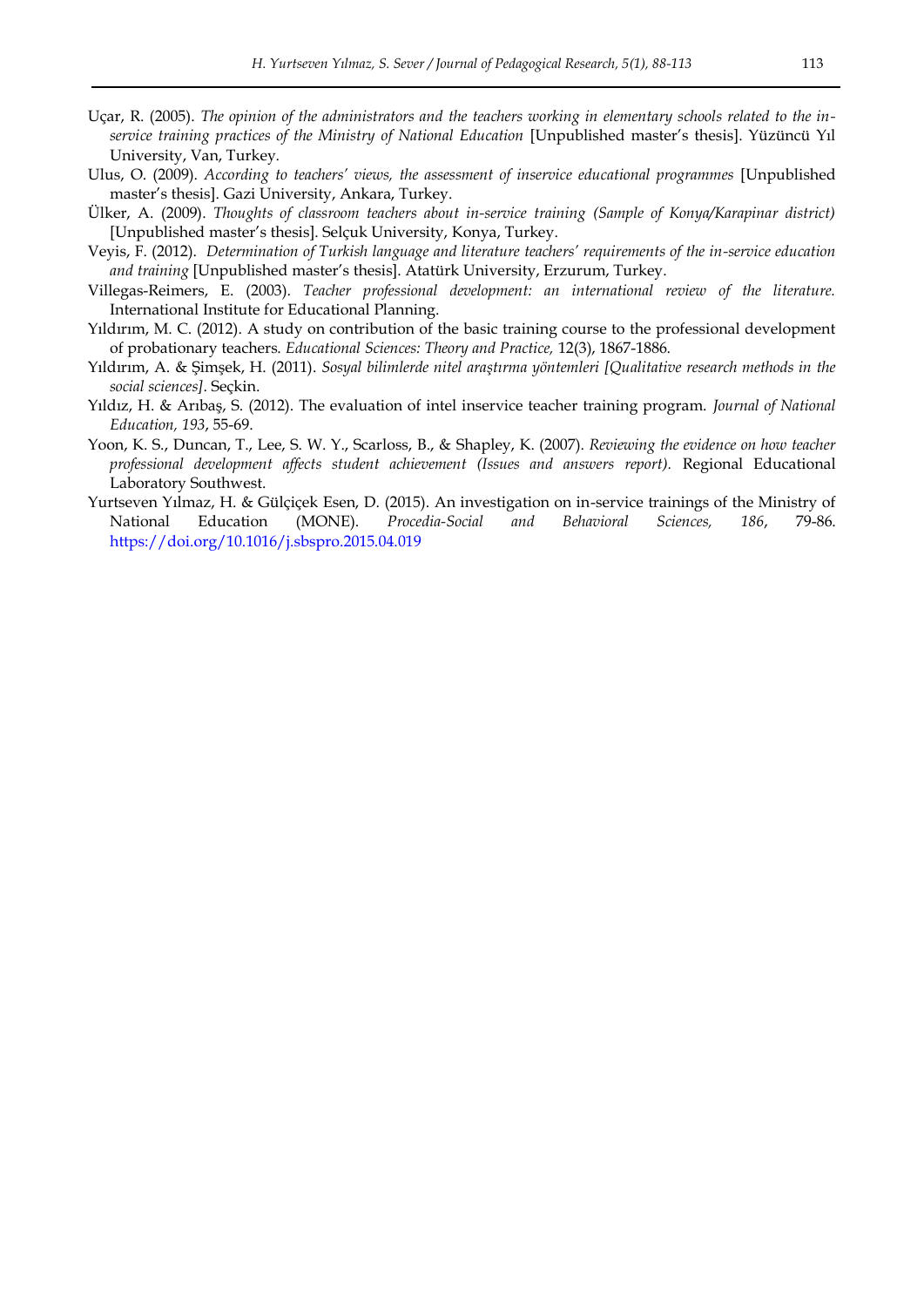Uçar, R. (2005). *The opinion of the administrators and the teachers working in elementary schools related to the in-service training practices of the Ministry of National Education* [Unpublished master's thesis]. Yüzüncü Yıl University, Van, Turkey.

Ulus, O. (2009). *According to teachers' views, the assessment of inservice educational programmes* [Unpublished master's thesis]. Gazi University, Ankara, Turkey.

Ülker, A. (2009). *Thoughts of classroom teachers about in-service training (Sample of Konya/Karapinar district)* [Unpublished master's thesis]. Selçuk University, Konya, Turkey.

Veyis, F. (2012). *Determination of Turkish language and literature teachers' requirements of the in-service education and training* [Unpublished master's thesis]. Atatürk University, Erzurum, Turkey.

Villegas-Reimers, E. (2003). *Teacher professional development: an international review of the literature.* International Institute for Educational Planning.

Yıldırım, M. C. (2012). A study on contribution of the basic training course to the professional development of probationary teachers. *Educational Sciences: Theory and Practice,* 12(3), 1867-1886.

Yıldırım, A. & Şimşek, H. (2011). *Sosyal bilimlerde nitel araştırma yöntemleri [Qualitative research methods in the social sciences]*. Seçkin.

Yıldız, H. & Arıbaş, S. (2012). The evaluation of intel inservice teacher training program. *Journal of National Education, 193*, 55-69.

Yoon, K. S., Duncan, T., Lee, S. W. Y., Scarloss, B., & Shapley, K. (2007). *Reviewing the evidence on how teacher professional development affects student achievement (Issues and answers report).* Regional Educational Laboratory Southwest.

Yurtseven Yılmaz, H. & Gülçiçek Esen, D. (2015). An investigation on in-service trainings of the Ministry of National Education (MONE). *Procedia-Social and Behavioral Sciences, 186*, 79-86. https://doi.org/10.1016/j.sbspro.2015.04.019